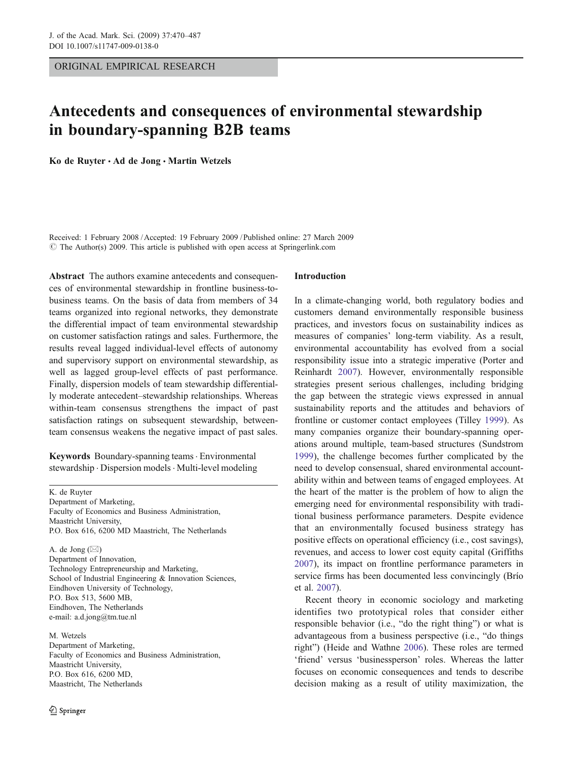ORIGINAL EMPIRICAL RESEARCH

# Antecedents and consequences of environmental stewardship in boundary-spanning B2B teams

**Ko de Ruyter · Ad de Jong · Martin Wetzels**

Received: 1 February 2008 / Accepted: 19 February 2009 / Published online: 27 March 2009
© The Author(s) 2009. This article is published with open access at Springerlink.com

**Abstract** The authors examine antecedents and consequences of environmental stewardship in frontline business-to-business teams. On the basis of data from members of 34 teams organized into regional networks, they demonstrate the differential impact of team environmental stewardship on customer satisfaction ratings and sales. Furthermore, the results reveal lagged individual-level effects of autonomy and supervisory support on environmental stewardship, as well as lagged group-level effects of past performance. Finally, dispersion models of team stewardship differentially moderate antecedent–stewardship relationships. Whereas within-team consensus strengthens the impact of past satisfaction ratings on subsequent stewardship, between-team consensus weakens the negative impact of past sales.

**Keywords** Boundary-spanning teams · Environmental stewardship · Dispersion models · Multi-level modeling

K. de Ruyter
Department of Marketing,
Faculty of Economics and Business Administration,
Maastricht University,
P.O. Box 616, 6200 MD Maastricht, The Netherlands

A. de Jong (✉)
Department of Innovation,
Technology Entrepreneurship and Marketing,
School of Industrial Engineering & Innovation Sciences,
Eindhoven University of Technology,
P.O. Box 513, 5600 MB,
Eindhoven, The Netherlands
e-mail: a.d.jong@tm.tue.nl

M. Wetzels
Department of Marketing,
Faculty of Economics and Business Administration,
Maastricht University,
P.O. Box 616, 6200 MD,
Maastricht, The Netherlands

## Introduction

In a climate-changing world, both regulatory bodies and customers demand environmentally responsible business practices, and investors focus on sustainability indices as measures of companies' long-term viability. As a result, environmental accountability has evolved from a social responsibility issue into a strategic imperative (Porter and Reinhardt 2007). However, environmentally responsible strategies present serious challenges, including bridging the gap between the strategic views expressed in annual sustainability reports and the attitudes and behaviors of frontline or customer contact employees (Tilley 1999). As many companies organize their boundary-spanning operations around multiple, team-based structures (Sundstrom 1999), the challenge becomes further complicated by the need to develop consensual, shared environmental accountability within and between teams of engaged employees. At the heart of the matter is the problem of how to align the emerging need for environmental responsibility with traditional business performance parameters. Despite evidence that an environmentally focused business strategy has positive effects on operational efficiency (i.e., cost savings), revenues, and access to lower cost equity capital (Griffiths 2007), its impact on frontline performance parameters in service firms has been documented less convincingly (Brío et al. 2007).

Recent theory in economic sociology and marketing identifies two prototypical roles that consider either responsible behavior (i.e., "do the right thing") or what is advantageous from a business perspective (i.e., "do things right") (Heide and Wathne 2006). These roles are termed 'friend' versus 'businessperson' roles. Whereas the latter focuses on economic consequences and tends to describe decision making as a result of utility maximization, the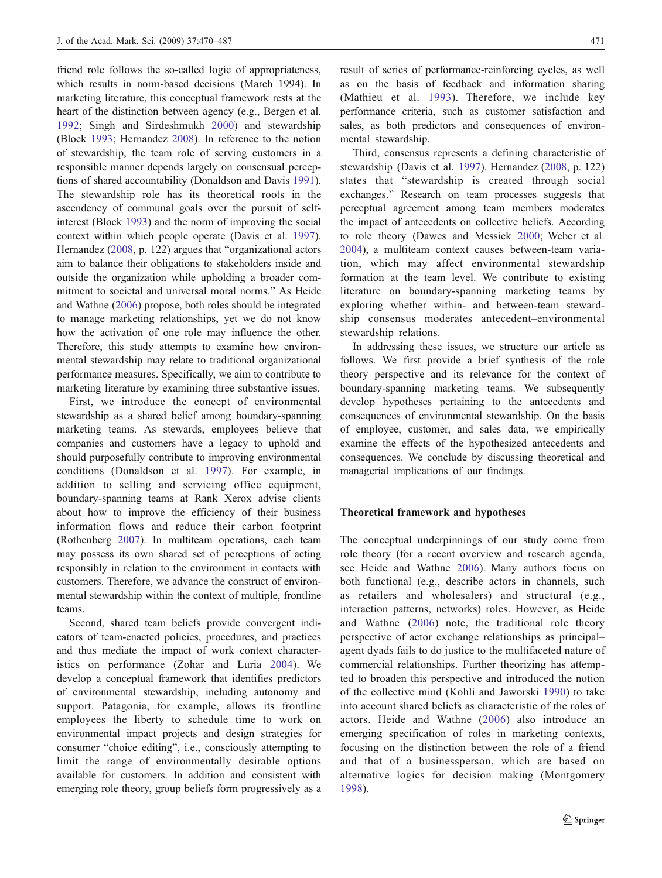friend role follows the so-called logic of appropriateness, which results in norm-based decisions (March 1994). In marketing literature, this conceptual framework rests at the heart of the distinction between agency (e.g., Bergen et al. 1992; Singh and Sirdeshmukh 2000) and stewardship (Block 1993; Hernandez 2008). In reference to the notion of stewardship, the team role of serving customers in a responsible manner depends largely on consensual perceptions of shared accountability (Donaldson and Davis 1991). The stewardship role has its theoretical roots in the ascendency of communal goals over the pursuit of self-interest (Block 1993) and the norm of improving the social context within which people operate (Davis et al. 1997). Hernandez (2008, p. 122) argues that "organizational actors aim to balance their obligations to stakeholders inside and outside the organization while upholding a broader commitment to societal and universal moral norms." As Heide and Wathne (2006) propose, both roles should be integrated to manage marketing relationships, yet we do not know how the activation of one role may influence the other. Therefore, this study attempts to examine how environmental stewardship may relate to traditional organizational performance measures. Specifically, we aim to contribute to marketing literature by examining three substantive issues.

First, we introduce the concept of environmental stewardship as a shared belief among boundary-spanning marketing teams. As stewards, employees believe that companies and customers have a legacy to uphold and should purposefully contribute to improving environmental conditions (Donaldson et al. 1997). For example, in addition to selling and servicing office equipment, boundary-spanning teams at Rank Xerox advise clients about how to improve the efficiency of their business information flows and reduce their carbon footprint (Rothenberg 2007). In multiteam operations, each team may possess its own shared set of perceptions of acting responsibly in relation to the environment in contacts with customers. Therefore, we advance the construct of environmental stewardship within the context of multiple, frontline teams.

Second, shared team beliefs provide convergent indicators of team-enacted policies, procedures, and practices and thus mediate the impact of work context characteristics on performance (Zohar and Luria 2004). We develop a conceptual framework that identifies predictors of environmental stewardship, including autonomy and support. Patagonia, for example, allows its frontline employees the liberty to schedule time to work on environmental impact projects and design strategies for consumer "choice editing", i.e., consciously attempting to limit the range of environmentally desirable options available for customers. In addition and consistent with emerging role theory, group beliefs form progressively as a result of series of performance-reinforcing cycles, as well as on the basis of feedback and information sharing (Mathieu et al. 1993). Therefore, we include key performance criteria, such as customer satisfaction and sales, as both predictors and consequences of environmental stewardship.

Third, consensus represents a defining characteristic of stewardship (Davis et al. 1997). Hernandez (2008, p. 122) states that "stewardship is created through social exchanges." Research on team processes suggests that perceptual agreement among team members moderates the impact of antecedents on collective beliefs. According to role theory (Dawes and Messick 2000; Weber et al. 2004), a multiteam context causes between-team variation, which may affect environmental stewardship formation at the team level. We contribute to existing literature on boundary-spanning marketing teams by exploring whether within- and between-team stewardship consensus moderates antecedent–environmental stewardship relations.

In addressing these issues, we structure our article as follows. We first provide a brief synthesis of the role theory perspective and its relevance for the context of boundary-spanning marketing teams. We subsequently develop hypotheses pertaining to the antecedents and consequences of environmental stewardship. On the basis of employee, customer, and sales data, we empirically examine the effects of the hypothesized antecedents and consequences. We conclude by discussing theoretical and managerial implications of our findings.

## Theoretical framework and hypotheses

The conceptual underpinnings of our study come from role theory (for a recent overview and research agenda, see Heide and Wathne 2006). Many authors focus on both functional (e.g., describe actors in channels, such as retailers and wholesalers) and structural (e.g., interaction patterns, networks) roles. However, as Heide and Wathne (2006) note, the traditional role theory perspective of actor exchange relationships as principal–agent dyads fails to do justice to the multifaceted nature of commercial relationships. Further theorizing has attempted to broaden this perspective and introduced the notion of the collective mind (Kohli and Jaworski 1990) to take into account shared beliefs as characteristic of the roles of actors. Heide and Wathne (2006) also introduce an emerging specification of roles in marketing contexts, focusing on the distinction between the role of a friend and that of a businessperson, which are based on alternative logics for decision making (Montgomery 1998).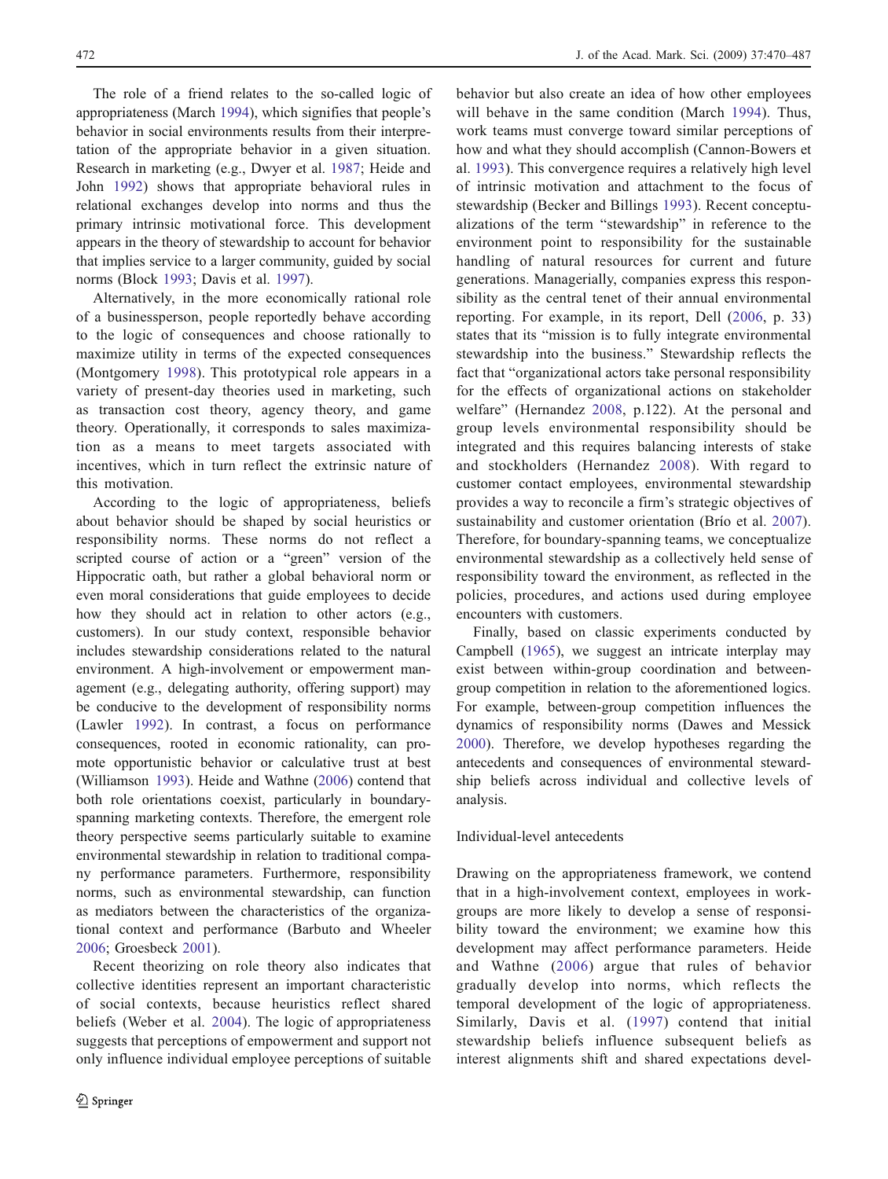The role of a friend relates to the so-called logic of appropriateness (March 1994), which signifies that people's behavior in social environments results from their interpretation of the appropriate behavior in a given situation. Research in marketing (e.g., Dwyer et al. 1987; Heide and John 1992) shows that appropriate behavioral rules in relational exchanges develop into norms and thus the primary intrinsic motivational force. This development appears in the theory of stewardship to account for behavior that implies service to a larger community, guided by social norms (Block 1993; Davis et al. 1997).

Alternatively, in the more economically rational role of a businessperson, people reportedly behave according to the logic of consequences and choose rationally to maximize utility in terms of the expected consequences (Montgomery 1998). This prototypical role appears in a variety of present-day theories used in marketing, such as transaction cost theory, agency theory, and game theory. Operationally, it corresponds to sales maximization as a means to meet targets associated with incentives, which in turn reflect the extrinsic nature of this motivation.

According to the logic of appropriateness, beliefs about behavior should be shaped by social heuristics or responsibility norms. These norms do not reflect a scripted course of action or a "green" version of the Hippocratic oath, but rather a global behavioral norm or even moral considerations that guide employees to decide how they should act in relation to other actors (e.g., customers). In our study context, responsible behavior includes stewardship considerations related to the natural environment. A high-involvement or empowerment management (e.g., delegating authority, offering support) may be conducive to the development of responsibility norms (Lawler 1992). In contrast, a focus on performance consequences, rooted in economic rationality, can promote opportunistic behavior or calculative trust at best (Williamson 1993). Heide and Wathne (2006) contend that both role orientations coexist, particularly in boundary-spanning marketing contexts. Therefore, the emergent role theory perspective seems particularly suitable to examine environmental stewardship in relation to traditional company performance parameters. Furthermore, responsibility norms, such as environmental stewardship, can function as mediators between the characteristics of the organizational context and performance (Barbuto and Wheeler 2006; Groesbeck 2001).

Recent theorizing on role theory also indicates that collective identities represent an important characteristic of social contexts, because heuristics reflect shared beliefs (Weber et al. 2004). The logic of appropriateness suggests that perceptions of empowerment and support not only influence individual employee perceptions of suitable behavior but also create an idea of how other employees will behave in the same condition (March 1994). Thus, work teams must converge toward similar perceptions of how and what they should accomplish (Cannon-Bowers et al. 1993). This convergence requires a relatively high level of intrinsic motivation and attachment to the focus of stewardship (Becker and Billings 1993). Recent conceptualizations of the term "stewardship" in reference to the environment point to responsibility for the sustainable handling of natural resources for current and future generations. Managerially, companies express this responsibility as the central tenet of their annual environmental reporting. For example, in its report, Dell (2006, p. 33) states that its "mission is to fully integrate environmental stewardship into the business." Stewardship reflects the fact that "organizational actors take personal responsibility for the effects of organizational actions on stakeholder welfare" (Hernandez 2008, p.122). At the personal and group levels environmental responsibility should be integrated and this requires balancing interests of stake and stockholders (Hernandez 2008). With regard to customer contact employees, environmental stewardship provides a way to reconcile a firm's strategic objectives of sustainability and customer orientation (Brío et al. 2007). Therefore, for boundary-spanning teams, we conceptualize environmental stewardship as a collectively held sense of responsibility toward the environment, as reflected in the policies, procedures, and actions used during employee encounters with customers.

Finally, based on classic experiments conducted by Campbell (1965), we suggest an intricate interplay may exist between within-group coordination and between-group competition in relation to the aforementioned logics. For example, between-group competition influences the dynamics of responsibility norms (Dawes and Messick 2000). Therefore, we develop hypotheses regarding the antecedents and consequences of environmental stewardship beliefs across individual and collective levels of analysis.

### Individual-level antecedents

Drawing on the appropriateness framework, we contend that in a high-involvement context, employees in workgroups are more likely to develop a sense of responsibility toward the environment; we examine how this development may affect performance parameters. Heide and Wathne (2006) argue that rules of behavior gradually develop into norms, which reflects the temporal development of the logic of appropriateness. Similarly, Davis et al. (1997) contend that initial stewardship beliefs influence subsequent beliefs as interest alignments shift and shared expectations devel-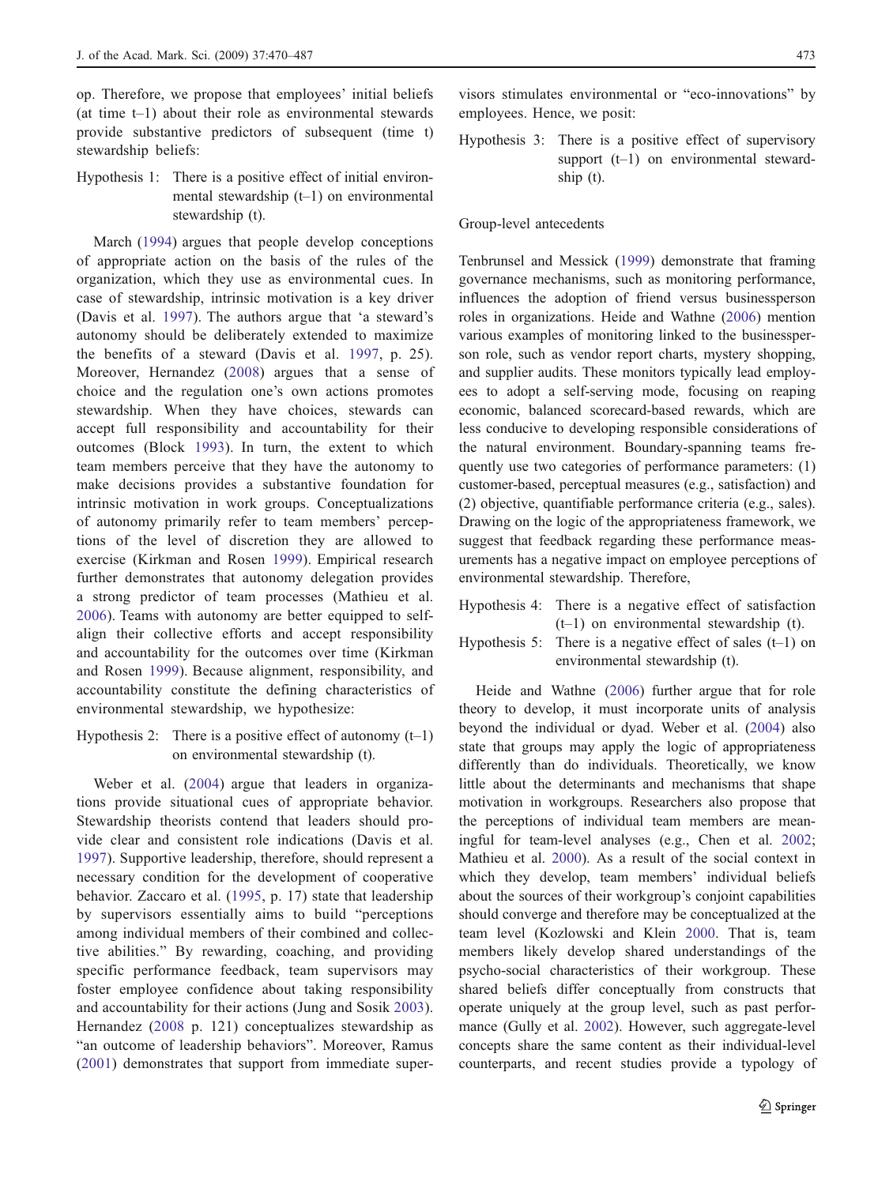op. Therefore, we propose that employees' initial beliefs (at time t–1) about their role as environmental stewards provide substantive predictors of subsequent (time t) stewardship beliefs:

Hypothesis 1: There is a positive effect of initial environmental stewardship (t–1) on environmental stewardship (t).

March (1994) argues that people develop conceptions of appropriate action on the basis of the rules of the organization, which they use as environmental cues. In case of stewardship, intrinsic motivation is a key driver (Davis et al. 1997). The authors argue that 'a steward's autonomy should be deliberately extended to maximize the benefits of a steward (Davis et al. 1997, p. 25). Moreover, Hernandez (2008) argues that a sense of choice and the regulation one's own actions promotes stewardship. When they have choices, stewards can accept full responsibility and accountability for their outcomes (Block 1993). In turn, the extent to which team members perceive that they have the autonomy to make decisions provides a substantive foundation for intrinsic motivation in work groups. Conceptualizations of autonomy primarily refer to team members' perceptions of the level of discretion they are allowed to exercise (Kirkman and Rosen 1999). Empirical research further demonstrates that autonomy delegation provides a strong predictor of team processes (Mathieu et al. 2006). Teams with autonomy are better equipped to self-align their collective efforts and accept responsibility and accountability for the outcomes over time (Kirkman and Rosen 1999). Because alignment, responsibility, and accountability constitute the defining characteristics of environmental stewardship, we hypothesize:

Hypothesis 2: There is a positive effect of autonomy (t–1) on environmental stewardship (t).

Weber et al. (2004) argue that leaders in organizations provide situational cues of appropriate behavior. Stewardship theorists contend that leaders should provide clear and consistent role indications (Davis et al. 1997). Supportive leadership, therefore, should represent a necessary condition for the development of cooperative behavior. Zaccaro et al. (1995, p. 17) state that leadership by supervisors essentially aims to build "perceptions among individual members of their combined and collective abilities." By rewarding, coaching, and providing specific performance feedback, team supervisors may foster employee confidence about taking responsibility and accountability for their actions (Jung and Sosik 2003). Hernandez (2008 p. 121) conceptualizes stewardship as "an outcome of leadership behaviors". Moreover, Ramus (2001) demonstrates that support from immediate supervisors stimulates environmental or "eco-innovations" by employees. Hence, we posit:

Hypothesis 3: There is a positive effect of supervisory support (t–1) on environmental stewardship (t).

## Group-level antecedents

Tenbrunsel and Messick (1999) demonstrate that framing governance mechanisms, such as monitoring performance, influences the adoption of friend versus businessperson roles in organizations. Heide and Wathne (2006) mention various examples of monitoring linked to the businessperson role, such as vendor report charts, mystery shopping, and supplier audits. These monitors typically lead employees to adopt a self-serving mode, focusing on reaping economic, balanced scorecard-based rewards, which are less conducive to developing responsible considerations of the natural environment. Boundary-spanning teams frequently use two categories of performance parameters: (1) customer-based, perceptual measures (e.g., satisfaction) and (2) objective, quantifiable performance criteria (e.g., sales). Drawing on the logic of the appropriateness framework, we suggest that feedback regarding these performance measurements has a negative impact on employee perceptions of environmental stewardship. Therefore,

Hypothesis 4: There is a negative effect of satisfaction (t–1) on environmental stewardship (t).

Hypothesis 5: There is a negative effect of sales (t–1) on environmental stewardship (t).

Heide and Wathne (2006) further argue that for role theory to develop, it must incorporate units of analysis beyond the individual or dyad. Weber et al. (2004) also state that groups may apply the logic of appropriateness differently than do individuals. Theoretically, we know little about the determinants and mechanisms that shape motivation in workgroups. Researchers also propose that the perceptions of individual team members are meaningful for team-level analyses (e.g., Chen et al. 2002; Mathieu et al. 2000). As a result of the social context in which they develop, team members' individual beliefs about the sources of their workgroup's conjoint capabilities should converge and therefore may be conceptualized at the team level (Kozlowski and Klein 2000. That is, team members likely develop shared understandings of the psycho-social characteristics of their workgroup. These shared beliefs differ conceptually from constructs that operate uniquely at the group level, such as past performance (Gully et al. 2002). However, such aggregate-level concepts share the same content as their individual-level counterparts, and recent studies provide a typology of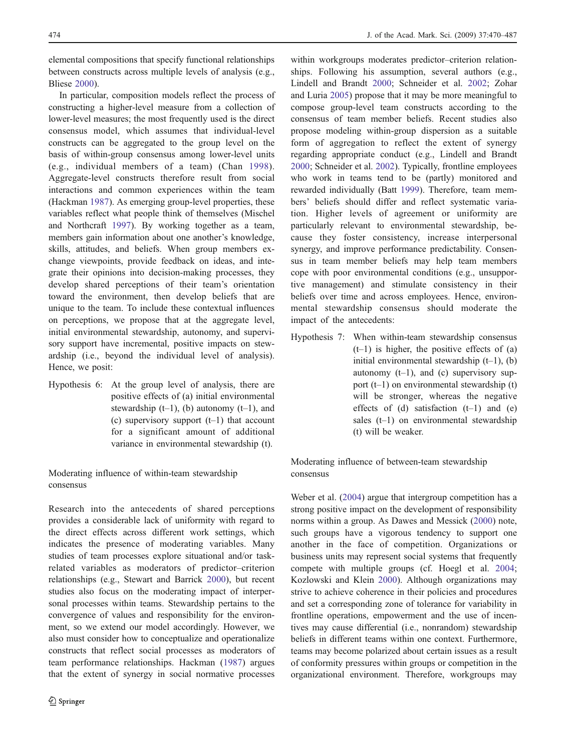elemental compositions that specify functional relationships between constructs across multiple levels of analysis (e.g., Bliese 2000).

In particular, composition models reflect the process of constructing a higher-level measure from a collection of lower-level measures; the most frequently used is the direct consensus model, which assumes that individual-level constructs can be aggregated to the group level on the basis of within-group consensus among lower-level units (e.g., individual members of a team) (Chan 1998). Aggregate-level constructs therefore result from social interactions and common experiences within the team (Hackman 1987). As emerging group-level properties, these variables reflect what people think of themselves (Mischel and Northcraft 1997). By working together as a team, members gain information about one another's knowledge, skills, attitudes, and beliefs. When group members exchange viewpoints, provide feedback on ideas, and integrate their opinions into decision-making processes, they develop shared perceptions of their team's orientation toward the environment, then develop beliefs that are unique to the team. To include these contextual influences on perceptions, we propose that at the aggregate level, initial environmental stewardship, autonomy, and supervisory support have incremental, positive impacts on stewardship (i.e., beyond the individual level of analysis). Hence, we posit:

Hypothesis 6: At the group level of analysis, there are positive effects of (a) initial environmental stewardship (t–1), (b) autonomy (t–1), and (c) supervisory support (t–1) that account for a significant amount of additional variance in environmental stewardship (t).

### Moderating influence of within-team stewardship consensus

Research into the antecedents of shared perceptions provides a considerable lack of uniformity with regard to the direct effects across different work settings, which indicates the presence of moderating variables. Many studies of team processes explore situational and/or task-related variables as moderators of predictor–criterion relationships (e.g., Stewart and Barrick 2000), but recent studies also focus on the moderating impact of interpersonal processes within teams. Stewardship pertains to the convergence of values and responsibility for the environment, so we extend our model accordingly. However, we also must consider how to conceptualize and operationalize constructs that reflect social processes as moderators of team performance relationships. Hackman (1987) argues that the extent of synergy in social normative processes within workgroups moderates predictor–criterion relationships. Following his assumption, several authors (e.g., Lindell and Brandt 2000; Schneider et al. 2002; Zohar and Luria 2005) propose that it may be more meaningful to compose group-level team constructs according to the consensus of team member beliefs. Recent studies also propose modeling within-group dispersion as a suitable form of aggregation to reflect the extent of synergy regarding appropriate conduct (e.g., Lindell and Brandt 2000; Schneider et al. 2002). Typically, frontline employees who work in teams tend to be (partly) monitored and rewarded individually (Batt 1999). Therefore, team members' beliefs should differ and reflect systematic variation. Higher levels of agreement or uniformity are particularly relevant to environmental stewardship, because they foster consistency, increase interpersonal synergy, and improve performance predictability. Consensus in team member beliefs may help team members cope with poor environmental conditions (e.g., unsupportive management) and stimulate consistency in their beliefs over time and across employees. Hence, environmental stewardship consensus should moderate the impact of the antecedents:

Hypothesis 7: When within-team stewardship consensus (t–1) is higher, the positive effects of (a) initial environmental stewardship (t–1), (b) autonomy (t–1), and (c) supervisory support (t–1) on environmental stewardship (t) will be stronger, whereas the negative effects of (d) satisfaction (t–1) and (e) sales (t–1) on environmental stewardship (t) will be weaker.

### Moderating influence of between-team stewardship consensus

Weber et al. (2004) argue that intergroup competition has a strong positive impact on the development of responsibility norms within a group. As Dawes and Messick (2000) note, such groups have a vigorous tendency to support one another in the face of competition. Organizations or business units may represent social systems that frequently compete with multiple groups (cf. Hoegl et al. 2004; Kozlowski and Klein 2000). Although organizations may strive to achieve coherence in their policies and procedures and set a corresponding zone of tolerance for variability in frontline operations, empowerment and the use of incentives may cause differential (i.e., nonrandom) stewardship beliefs in different teams within one context. Furthermore, teams may become polarized about certain issues as a result of conformity pressures within groups or competition in the organizational environment. Therefore, workgroups may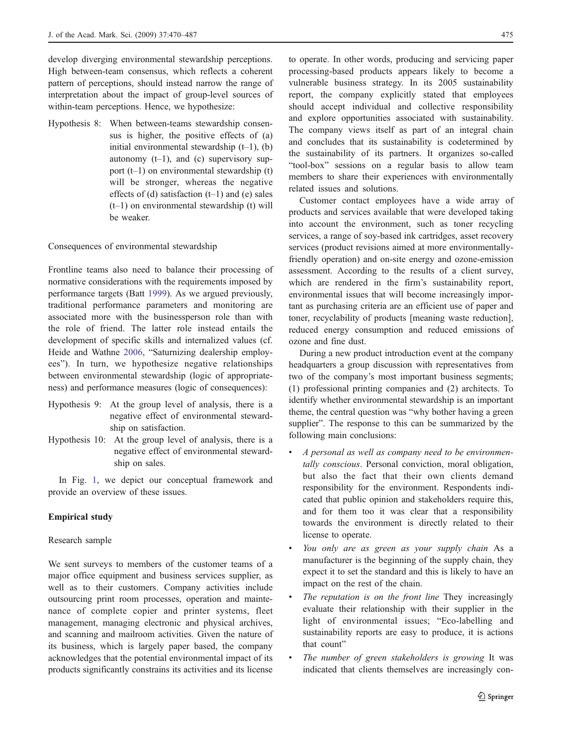develop diverging environmental stewardship perceptions. High between-team consensus, which reflects a coherent pattern of perceptions, should instead narrow the range of interpretation about the impact of group-level sources of within-team perceptions. Hence, we hypothesize:

Hypothesis 8: When between-teams stewardship consensus is higher, the positive effects of (a) initial environmental stewardship (t–1), (b) autonomy (t–1), and (c) supervisory support (t–1) on environmental stewardship (t) will be stronger, whereas the negative effects of (d) satisfaction (t–1) and (e) sales (t–1) on environmental stewardship (t) will be weaker.

### Consequences of environmental stewardship

Frontline teams also need to balance their processing of normative considerations with the requirements imposed by performance targets (Batt 1999). As we argued previously, traditional performance parameters and monitoring are associated more with the businessperson role than with the role of friend. The latter role instead entails the development of specific skills and internalized values (cf. Heide and Wathne 2006, "Saturnizing dealership employees"). In turn, we hypothesize negative relationships between environmental stewardship (logic of appropriateness) and performance measures (logic of consequences):

Hypothesis 9: At the group level of analysis, there is a negative effect of environmental stewardship on satisfaction.

Hypothesis 10: At the group level of analysis, there is a negative effect of environmental stewardship on sales.

In Fig. 1, we depict our conceptual framework and provide an overview of these issues.

## Empirical study

### Research sample

We sent surveys to members of the customer teams of a major office equipment and business services supplier, as well as to their customers. Company activities include outsourcing print room processes, operation and maintenance of complete copier and printer systems, fleet management, managing electronic and physical archives, and scanning and mailroom activities. Given the nature of its business, which is largely paper based, the company acknowledges that the potential environmental impact of its products significantly constrains its activities and its license to operate. In other words, producing and servicing paper processing-based products appears likely to become a vulnerable business strategy. In its 2005 sustainability report, the company explicitly stated that employees should accept individual and collective responsibility and explore opportunities associated with sustainability. The company views itself as part of an integral chain and concludes that its sustainability is codetermined by the sustainability of its partners. It organizes so-called "tool-box" sessions on a regular basis to allow team members to share their experiences with environmentally related issues and solutions.

Customer contact employees have a wide array of products and services available that were developed taking into account the environment, such as toner recycling services, a range of soy-based ink cartridges, asset recovery services (product revisions aimed at more environmentally-friendly operation) and on-site energy and ozone-emission assessment. According to the results of a client survey, which are rendered in the firm's sustainability report, environmental issues that will become increasingly important as purchasing criteria are an efficient use of paper and toner, recyclability of products [meaning waste reduction], reduced energy consumption and reduced emissions of ozone and fine dust.

During a new product introduction event at the company headquarters a group discussion with representatives from two of the company's most important business segments; (1) professional printing companies and (2) architects. To identify whether environmental stewardship is an important theme, the central question was "why bother having a green supplier". The response to this can be summarized by the following main conclusions:

- *A personal as well as company need to be environmentally conscious*. Personal conviction, moral obligation, but also the fact that their own clients demand responsibility for the environment. Respondents indicated that public opinion and stakeholders require this, and for them too it was clear that a responsibility towards the environment is directly related to their license to operate.
- *You only are as green as your supply chain* As a manufacturer is the beginning of the supply chain, they expect it to set the standard and this is likely to have an impact on the rest of the chain.
- *The reputation is on the front line* They increasingly evaluate their relationship with their supplier in the light of environmental issues; "Eco-labelling and sustainability reports are easy to produce, it is actions that count"
- *The number of green stakeholders is growing* It was indicated that clients themselves are increasingly con-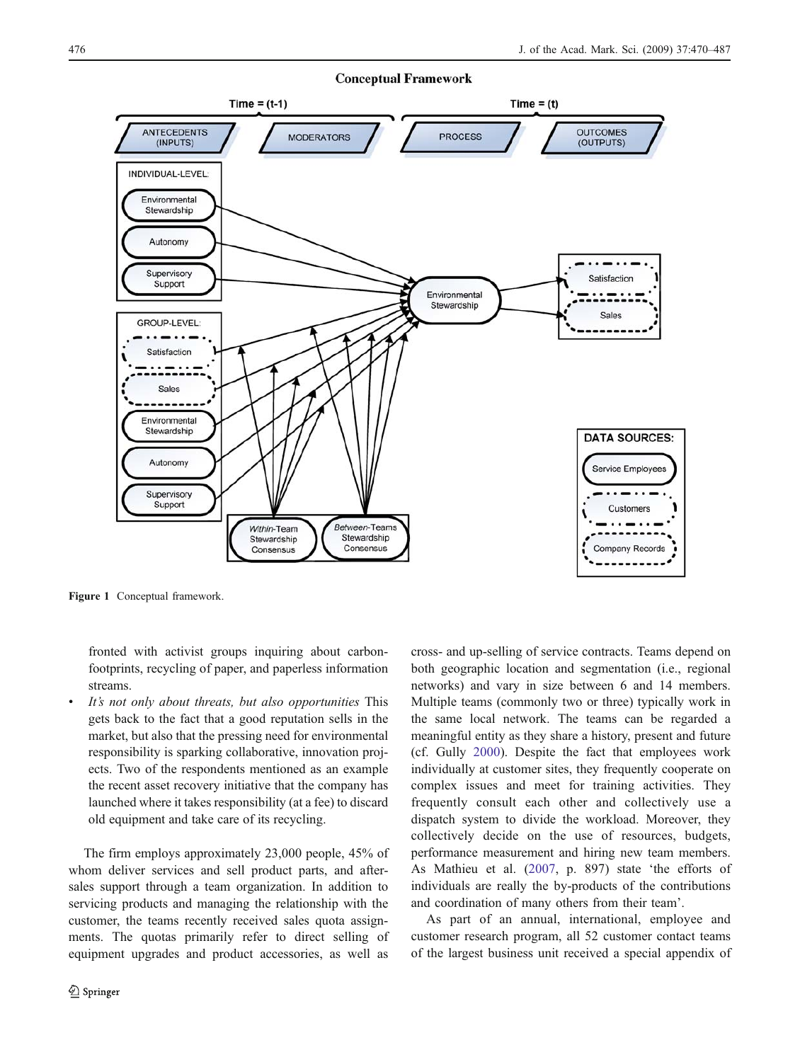**Conceptual Framework**

Time = (t-1) — Time = (t)

ANTECEDENTS (INPUTS) | MODERATORS | PROCESS | OUTCOMES (OUTPUTS)

INDIVIDUAL-LEVEL: Environmental Stewardship; Autonomy; Supervisory Support

GROUP-LEVEL: Satisfaction; Sales; Environmental Stewardship; Autonomy; Supervisory Support

*Within*-Team Stewardship Consensus; *Between*-Teams Stewardship Consensus

Environmental Stewardship

Satisfaction; Sales

DATA SOURCES: Service Employees; Customers; Company Records

**Figure 1** Conceptual framework.

fronted with activist groups inquiring about carbon-footprints, recycling of paper, and paperless information streams.

- *It's not only about threats, but also opportunities* This gets back to the fact that a good reputation sells in the market, but also that the pressing need for environmental responsibility is sparking collaborative, innovation projects. Two of the respondents mentioned as an example the recent asset recovery initiative that the company has launched where it takes responsibility (at a fee) to discard old equipment and take care of its recycling.

The firm employs approximately 23,000 people, 45% of whom deliver services and sell product parts, and after-sales support through a team organization. In addition to servicing products and managing the relationship with the customer, the teams recently received sales quota assignments. The quotas primarily refer to direct selling of equipment upgrades and product accessories, as well as cross- and up-selling of service contracts. Teams depend on both geographic location and segmentation (i.e., regional networks) and vary in size between 6 and 14 members. Multiple teams (commonly two or three) typically work in the same local network. The teams can be regarded a meaningful entity as they share a history, present and future (cf. Gully 2000). Despite the fact that employees work individually at customer sites, they frequently cooperate on complex issues and meet for training activities. They frequently consult each other and collectively use a dispatch system to divide the workload. Moreover, they collectively decide on the use of resources, budgets, performance measurement and hiring new team members. As Mathieu et al. (2007, p. 897) state 'the efforts of individuals are really the by-products of the contributions and coordination of many others from their team'.

As part of an annual, international, employee and customer research program, all 52 customer contact teams of the largest business unit received a special appendix of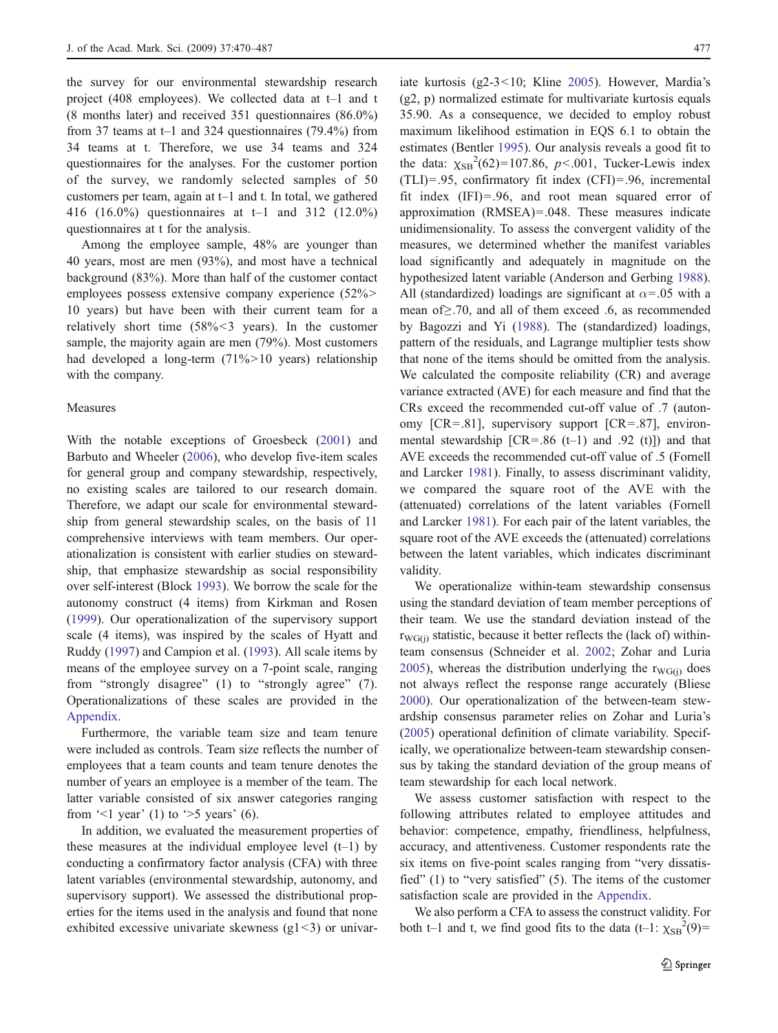the survey for our environmental stewardship research project (408 employees). We collected data at t–1 and t (8 months later) and received 351 questionnaires (86.0%) from 37 teams at t–1 and 324 questionnaires (79.4%) from 34 teams at t. Therefore, we use 34 teams and 324 questionnaires for the analyses. For the customer portion of the survey, we randomly selected samples of 50 customers per team, again at t–1 and t. In total, we gathered 416 (16.0%) questionnaires at t–1 and 312 (12.0%) questionnaires at t for the analysis.

Among the employee sample, 48% are younger than 40 years, most are men (93%), and most have a technical background (83%). More than half of the customer contact employees possess extensive company experience (52%> 10 years) but have been with their current team for a relatively short time (58%<3 years). In the customer sample, the majority again are men (79%). Most customers had developed a long-term (71%>10 years) relationship with the company.

## Measures

With the notable exceptions of Groesbeck (2001) and Barbuto and Wheeler (2006), who develop five-item scales for general group and company stewardship, respectively, no existing scales are tailored to our research domain. Therefore, we adapt our scale for environmental stewardship from general stewardship scales, on the basis of 11 comprehensive interviews with team members. Our operationalization is consistent with earlier studies on stewardship, that emphasize stewardship as social responsibility over self-interest (Block 1993). We borrow the scale for the autonomy construct (4 items) from Kirkman and Rosen (1999). Our operationalization of the supervisory support scale (4 items), was inspired by the scales of Hyatt and Ruddy (1997) and Campion et al. (1993). All scale items by means of the employee survey on a 7-point scale, ranging from "strongly disagree" (1) to "strongly agree" (7). Operationalizations of these scales are provided in the Appendix.

Furthermore, the variable team size and team tenure were included as controls. Team size reflects the number of employees that a team counts and team tenure denotes the number of years an employee is a member of the team. The latter variable consisted of six answer categories ranging from '<1 year' (1) to '>5 years' (6).

In addition, we evaluated the measurement properties of these measures at the individual employee level (t–1) by conducting a confirmatory factor analysis (CFA) with three latent variables (environmental stewardship, autonomy, and supervisory support). We assessed the distributional properties for the items used in the analysis and found that none exhibited excessive univariate skewness ($g1<3$) or univariate kurtosis ($g2\text{-}3<10$; Kline 2005). However, Mardia's ($g2$, $p$) normalized estimate for multivariate kurtosis equals 35.90. As a consequence, we decided to employ robust maximum likelihood estimation in EQS 6.1 to obtain the estimates (Bentler 1995). Our analysis reveals a good fit to the data: $\chi_{SB}^2(62)=107.86$, $p<.001$, Tucker-Lewis index (TLI)=.95, confirmatory fit index (CFI)=.96, incremental fit index (IFI)=.96, and root mean squared error of approximation (RMSEA)=.048. These measures indicate unidimensionality. To assess the convergent validity of the measures, we determined whether the manifest variables load significantly and adequately in magnitude on the hypothesized latent variable (Anderson and Gerbing 1988). All (standardized) loadings are significant at $\alpha=.05$ with a mean of≥.70, and all of them exceed .6, as recommended by Bagozzi and Yi (1988). The (standardized) loadings, pattern of the residuals, and Lagrange multiplier tests show that none of the items should be omitted from the analysis. We calculated the composite reliability (CR) and average variance extracted (AVE) for each measure and find that the CRs exceed the recommended cut-off value of .7 (autonomy [CR=.81], supervisory support [CR=.87], environmental stewardship [CR=.86 (t–1) and .92 (t)]) and that AVE exceeds the recommended cut-off value of .5 (Fornell and Larcker 1981). Finally, to assess discriminant validity, we compared the square root of the AVE with the (attenuated) correlations of the latent variables (Fornell and Larcker 1981). For each pair of the latent variables, the square root of the AVE exceeds the (attenuated) correlations between the latent variables, which indicates discriminant validity.

We operationalize within-team stewardship consensus using the standard deviation of team member perceptions of their team. We use the standard deviation instead of the $r_{WG(j)}$ statistic, because it better reflects the (lack of) within-team consensus (Schneider et al. 2002; Zohar and Luria 2005), whereas the distribution underlying the $r_{WG(j)}$ does not always reflect the response range accurately (Bliese 2000). Our operationalization of the between-team stewardship consensus parameter relies on Zohar and Luria's (2005) operational definition of climate variability. Specifically, we operationalize between-team stewardship consensus by taking the standard deviation of the group means of team stewardship for each local network.

We assess customer satisfaction with respect to the following attributes related to employee attitudes and behavior: competence, empathy, friendliness, helpfulness, accuracy, and attentiveness. Customer respondents rate the six items on five-point scales ranging from "very dissatisfied" (1) to "very satisfied" (5). The items of the customer satisfaction scale are provided in the Appendix.

We also perform a CFA to assess the construct validity. For both t–1 and t, we find good fits to the data (t–1: $\chi_{SB}^2(9)=$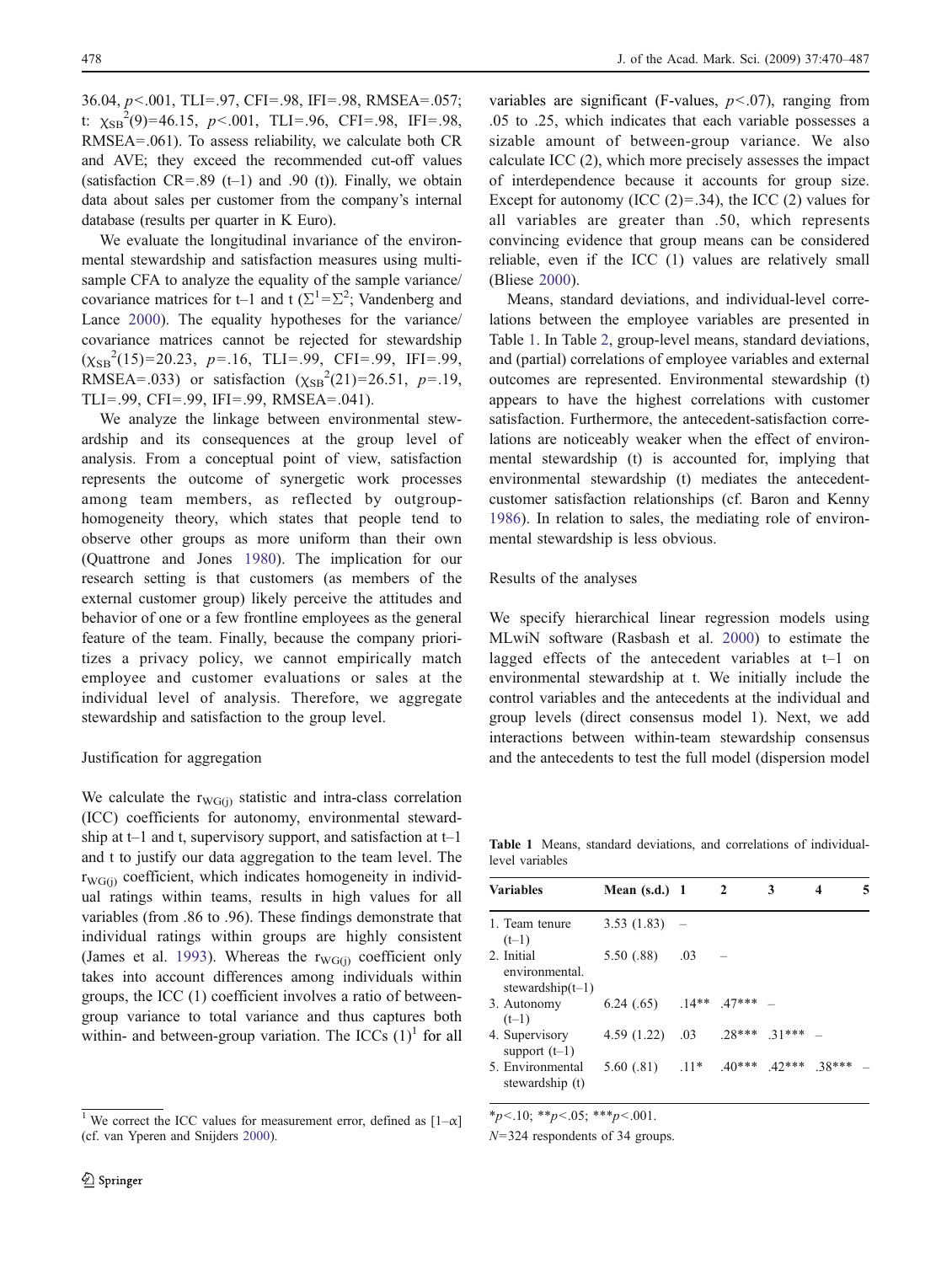36.04, $p<.001$, TLI=.97, CFI=.98, IFI=.98, RMSEA=.057; t: $\chi_{SB}^2(9)=46.15$, $p<.001$, TLI=.96, CFI=.98, IFI=.98, RMSEA=.061). To assess reliability, we calculate both CR and AVE; they exceed the recommended cut-off values (satisfaction CR=.89 (t–1) and .90 (t)). Finally, we obtain data about sales per customer from the company's internal database (results per quarter in K Euro).

We evaluate the longitudinal invariance of the environmental stewardship and satisfaction measures using multi-sample CFA to analyze the equality of the sample variance/covariance matrices for t–1 and t ($\Sigma^1=\Sigma^2$; Vandenberg and Lance 2000). The equality hypotheses for the variance/covariance matrices cannot be rejected for stewardship ($\chi_{SB}^2(15)=20.23$, $p=.16$, TLI=.99, CFI=.99, IFI=.99, RMSEA=.033) or satisfaction ($\chi_{SB}^2(21)=26.51$, $p=.19$, TLI=.99, CFI=.99, IFI=.99, RMSEA=.041).

We analyze the linkage between environmental stewardship and its consequences at the group level of analysis. From a conceptual point of view, satisfaction represents the outcome of synergetic work processes among team members, as reflected by outgroup-homogeneity theory, which states that people tend to observe other groups as more uniform than their own (Quattrone and Jones 1980). The implication for our research setting is that customers (as members of the external customer group) likely perceive the attitudes and behavior of one or a few frontline employees as the general feature of the team. Finally, because the company prioritizes a privacy policy, we cannot empirically match employee and customer evaluations or sales at the individual level of analysis. Therefore, we aggregate stewardship and satisfaction to the group level.

### Justification for aggregation

We calculate the $r_{WG(j)}$ statistic and intra-class correlation (ICC) coefficients for autonomy, environmental stewardship at t–1 and t, supervisory support, and satisfaction at t–1 and t to justify our data aggregation to the team level. The $r_{WG(j)}$ coefficient, which indicates homogeneity in individual ratings within teams, results in high values for all variables (from .86 to .96). These findings demonstrate that individual ratings within groups are highly consistent (James et al. 1993). Whereas the $r_{WG(j)}$ coefficient only takes into account differences among individuals within groups, the ICC (1) coefficient involves a ratio of between-group variance to total variance and thus captures both within- and between-group variation. The ICCs (1)[1] for all variables are significant (F-values, $p<.07$), ranging from .05 to .25, which indicates that each variable possesses a sizable amount of between-group variance. We also calculate ICC (2), which more precisely assesses the impact of interdependence because it accounts for group size. Except for autonomy (ICC (2)=.34), the ICC (2) values for all variables are greater than .50, which represents convincing evidence that group means can be considered reliable, even if the ICC (1) values are relatively small (Bliese 2000).

Means, standard deviations, and individual-level correlations between the employee variables are presented in Table 1. In Table 2, group-level means, standard deviations, and (partial) correlations of employee variables and external outcomes are represented. Environmental stewardship (t) appears to have the highest correlations with customer satisfaction. Furthermore, the antecedent-satisfaction correlations are noticeably weaker when the effect of environmental stewardship (t) is accounted for, implying that environmental stewardship (t) mediates the antecedent-customer satisfaction relationships (cf. Baron and Kenny 1986). In relation to sales, the mediating role of environmental stewardship is less obvious.

### Results of the analyses

We specify hierarchical linear regression models using MLwiN software (Rasbash et al. 2000) to estimate the lagged effects of the antecedent variables at t–1 on environmental stewardship at t. We initially include the control variables and the antecedents at the individual and group levels (direct consensus model 1). Next, we add interactions between within-team stewardship consensus and the antecedents to test the full model (dispersion model

**Table 1** Means, standard deviations, and correlations of individual-level variables

| Variables | Mean (s.d.) | 1 | 2 | 3 | 4 | 5 |
|---|---|---|---|---|---|---|
| 1. Team tenure (t–1) | 3.53 (1.83) | – | | | | |
| 2. Initial environmental. stewardship(t–1) | 5.50 (.88) | .03 | – | | | |
| 3. Autonomy (t–1) | 6.24 (.65) | .14** | .47*** | – | | |
| 4. Supervisory support (t–1) | 4.59 (1.22) | .03 | .28*** | .31*** | – | |
| 5. Environmental stewardship (t) | 5.60 (.81) | .11* | .40*** | .42*** | .38*** | – |

*$p<.10$; **$p<.05$; ***$p<.001$.

$N$=324 respondents of 34 groups.

[1] We correct the ICC values for measurement error, defined as $[1–\alpha]$ (cf. van Yperen and Snijders 2000).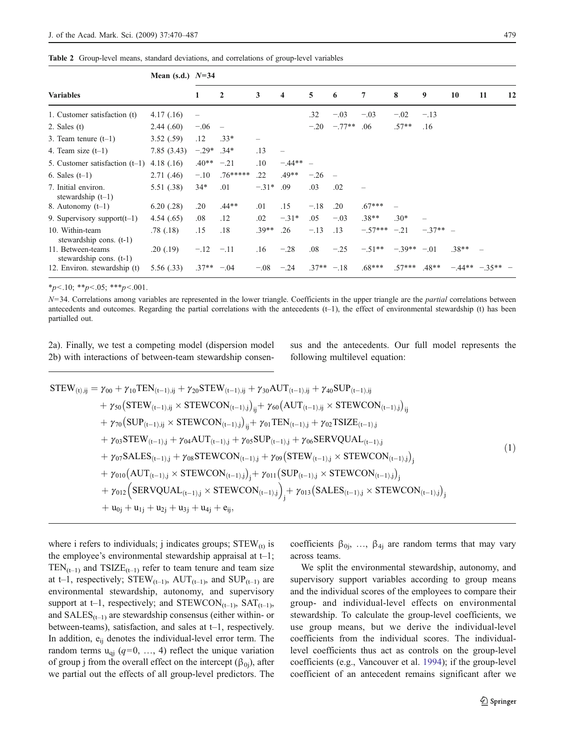Table 2 Group-level means, standard deviations, and correlations of group-level variables

| Variables | Mean (s.d.) | 1 | 2 | 3 | 4 | 5 | 6 | 7 | 8 | 9 | 10 | 11 | 12 |
|---|---|---|---|---|---|---|---|---|---|---|---|---|---|
| | | N=34 | | | | | | | | | | | |
| 1. Customer satisfaction (t) | 4.17 (.16) | – | | | | .32 | −.03 | −.03 | −.02 | −.13 | | | |
| 2. Sales (t) | 2.44 (.60) | −.06 | – | | | −.20 | −.77** | .06 | .57** | .16 | | | |
| 3. Team tenure (t–1) | 3.52 (.59) | .12 | .33* | – | | | | | | | | | |
| 4. Team size (t–1) | 7.85 (3.43) | −.29* | .34* | .13 | – | | | | | | | | |
| 5. Customer satisfaction (t–1) | 4.18 (.16) | .40** | −.21 | .10 | −.44** | – | | | | | | | |
| 6. Sales (t–1) | 2.71 (.46) | −.10 | .76***** | .22 | .49** | −.26 | – | | | | | | |
| 7. Initial environ. stewardship (t–1) | 5.51 (.38) | 34* | .01 | −.31* | .09 | .03 | .02 | – | | | | | |
| 8. Autonomy (t–1) | 6.20 (.28) | .20 | .44** | .01 | .15 | −.18 | .20 | .67*** | – | | | | |
| 9. Supervisory support(t–1) | 4.54 (.65) | .08 | .12 | .02 | −.31* | .05 | −.03 | .38** | .30* | – | | | |
| 10. Within-team stewardship cons. (t-1) | .78 (.18) | .15 | .18 | .39** | .26 | −.13 | .13 | −.57*** | −.21 | −.37** | – | | |
| 11. Between-teams stewardship cons. (t-1) | .20 (.19) | −.12 | −.11 | .16 | −.28 | .08 | −.25 | −.51** | −.39** | −.01 | .38** | – | |
| 12. Environ. stewardship (t) | 5.56 (.33) | .37** | −.04 | −.08 | −.24 | .37** | −.18 | .68*** | .57*** | .48** | −.44** | −.35** | – |

*p<.10; **p<.05; ***p<.001.

N=34. Correlations among variables are represented in the lower triangle. Coefficients in the upper triangle are the *partial* correlations between antecedents and outcomes. Regarding the partial correlations with the antecedents (t–1), the effect of environmental stewardship (t) has been partialled out.

2a). Finally, we test a competing model (dispersion model 2b) with interactions of between-team stewardship consensus and the antecedents. Our full model represents the following multilevel equation:

$$
\begin{aligned}
\mathrm{STEW}_{(t),ij} = {} & \gamma_{00} + \gamma_{10}\mathrm{TEN}_{(t-1),ij} + \gamma_{20}\mathrm{STEW}_{(t-1),ij} + \gamma_{30}\mathrm{AUT}_{(t-1),ij} + \gamma_{40}\mathrm{SUP}_{(t-1),ij} \\
& + \gamma_{50}\left(\mathrm{STEW}_{(t-1),ij} \times \mathrm{STEWCON}_{(t-1),j}\right)_{ij} + \gamma_{60}\left(\mathrm{AUT}_{(t-1),ij} \times \mathrm{STEWCON}_{(t-1),j}\right)_{ij} \\
& + \gamma_{70}\left(\mathrm{SUP}_{(t-1),ij} \times \mathrm{STEWCON}_{(t-1),j}\right)_{ij} + \gamma_{01}\mathrm{TEN}_{(t-1),j} + \gamma_{02}\mathrm{TSIZE}_{(t-1),j} \\
& + \gamma_{03}\mathrm{STEW}_{(t-1),j} + \gamma_{04}\mathrm{AUT}_{(t-1),j} + \gamma_{05}\mathrm{SUP}_{(t-1),j} + \gamma_{06}\mathrm{SERVQUAL}_{(t-1),j} \\
& + \gamma_{07}\mathrm{SALES}_{(t-1),j} + \gamma_{08}\mathrm{STEWCON}_{(t-1),j} + \gamma_{09}\left(\mathrm{STEW}_{(t-1),j} \times \mathrm{STEWCON}_{(t-1),j}\right)_{j} \\
& + \gamma_{010}\left(\mathrm{AUT}_{(t-1),j} \times \mathrm{STEWCON}_{(t-1),j}\right)_{j} + \gamma_{011}\left(\mathrm{SUP}_{(t-1),j} \times \mathrm{STEWCON}_{(t-1),j}\right)_{j} \\
& + \gamma_{012}\left(\mathrm{SERVQUAL}_{(t-1),j} \times \mathrm{STEWCON}_{(t-1),j}\right)_{j} + \gamma_{013}\left(\mathrm{SALES}_{(t-1),j} \times \mathrm{STEWCON}_{(t-1),j}\right)_{j} \\
& + u_{0j} + u_{1j} + u_{2j} + u_{3j} + u_{4j} + e_{ij},
\end{aligned}
\tag{1}
$$

where i refers to individuals; j indicates groups; $\mathrm{STEW}_{(t)}$ is the employee's environmental stewardship appraisal at t–1; $\mathrm{TEN}_{(t-1)}$ and $\mathrm{TSIZE}_{(t-1)}$ refer to team tenure and team size at t–1, respectively; $\mathrm{STEW}_{(t-1)}$, $\mathrm{AUT}_{(t-1)}$, and $\mathrm{SUP}_{(t-1)}$ are environmental stewardship, autonomy, and supervisory support at t–1, respectively; and $\mathrm{STEWCON}_{(t-1)}$, $\mathrm{SAT}_{(t-1)}$, and $\mathrm{SALES}_{(t-1)}$ are stewardship consensus (either within- or between-teams), satisfaction, and sales at t–1, respectively. In addition, $e_{ij}$ denotes the individual-level error term. The random terms $u_{qj}$ ($q$=0, …, 4) reflect the unique variation of group j from the overall effect on the intercept ($\beta_{0j}$), after we partial out the effects of all group-level predictors. The coefficients $\beta_{0j}$, …, $\beta_{4j}$ are random terms that may vary across teams.

We split the environmental stewardship, autonomy, and supervisory support variables according to group means and the individual scores of the employees to compare their group- and individual-level effects on environmental stewardship. To calculate the group-level coefficients, we use group means, but we derive the individual-level coefficients from the individual scores. The individual-level coefficients thus act as controls on the group-level coefficients (e.g., Vancouver et al. 1994); if the group-level coefficient of an antecedent remains significant after we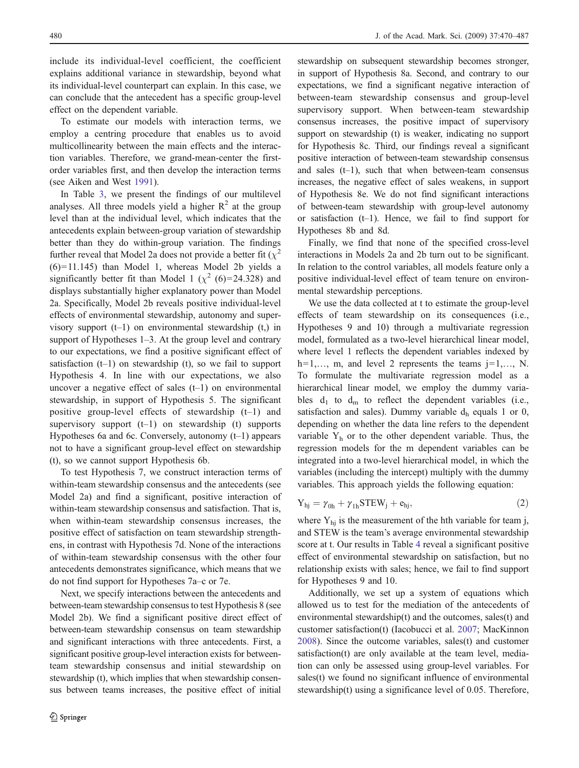include its individual-level coefficient, the coefficient explains additional variance in stewardship, beyond what its individual-level counterpart can explain. In this case, we can conclude that the antecedent has a specific group-level effect on the dependent variable.

To estimate our models with interaction terms, we employ a centring procedure that enables us to avoid multicollinearity between the main effects and the interaction variables. Therefore, we grand-mean-center the first-order variables first, and then develop the interaction terms (see Aiken and West 1991).

In Table 3, we present the findings of our multilevel analyses. All three models yield a higher $R^2$ at the group level than at the individual level, which indicates that the antecedents explain between-group variation of stewardship better than they do within-group variation. The findings further reveal that Model 2a does not provide a better fit ($\chi^2$ (6)=11.145) than Model 1, whereas Model 2b yields a significantly better fit than Model 1 ($\chi^2$ (6)=24.328) and displays substantially higher explanatory power than Model 2a. Specifically, Model 2b reveals positive individual-level effects of environmental stewardship, autonomy and supervisory support (t–1) on environmental stewardship (t,) in support of Hypotheses 1–3. At the group level and contrary to our expectations, we find a positive significant effect of satisfaction (t–1) on stewardship (t), so we fail to support Hypothesis 4. In line with our expectations, we also uncover a negative effect of sales (t–1) on environmental stewardship, in support of Hypothesis 5. The significant positive group-level effects of stewardship (t–1) and supervisory support (t–1) on stewardship (t) supports Hypotheses 6a and 6c. Conversely, autonomy (t–1) appears not to have a significant group-level effect on stewardship (t), so we cannot support Hypothesis 6b.

To test Hypothesis 7, we construct interaction terms of within-team stewardship consensus and the antecedents (see Model 2a) and find a significant, positive interaction of within-team stewardship consensus and satisfaction. That is, when within-team stewardship consensus increases, the positive effect of satisfaction on team stewardship strengthens, in contrast with Hypothesis 7d. None of the interactions of within-team stewardship consensus with the other four antecedents demonstrates significance, which means that we do not find support for Hypotheses 7a–c or 7e.

Next, we specify interactions between the antecedents and between-team stewardship consensus to test Hypothesis 8 (see Model 2b). We find a significant positive direct effect of between-team stewardship consensus on team stewardship and significant interactions with three antecedents. First, a significant positive group-level interaction exists for between-team stewardship consensus and initial stewardship on stewardship (t), which implies that when stewardship consensus between teams increases, the positive effect of initial stewardship on subsequent stewardship becomes stronger, in support of Hypothesis 8a. Second, and contrary to our expectations, we find a significant negative interaction of between-team stewardship consensus and group-level supervisory support. When between-team stewardship consensus increases, the positive impact of supervisory support on stewardship (t) is weaker, indicating no support for Hypothesis 8c. Third, our findings reveal a significant positive interaction of between-team stewardship consensus and sales (t–1), such that when between-team consensus increases, the negative effect of sales weakens, in support of Hypothesis 8e. We do not find significant interactions of between-team stewardship with group-level autonomy or satisfaction (t–1). Hence, we fail to find support for Hypotheses 8b and 8d.

Finally, we find that none of the specified cross-level interactions in Models 2a and 2b turn out to be significant. In relation to the control variables, all models feature only a positive individual-level effect of team tenure on environmental stewardship perceptions.

We use the data collected at t to estimate the group-level effects of team stewardship on its consequences (i.e., Hypotheses 9 and 10) through a multivariate regression model, formulated as a two-level hierarchical linear model, where level 1 reflects the dependent variables indexed by h=1,…, m, and level 2 represents the teams j=1,…, N. To formulate the multivariate regression model as a hierarchical linear model, we employ the dummy variables $d_1$ to $d_m$ to reflect the dependent variables (i.e., satisfaction and sales). Dummy variable $d_h$ equals 1 or 0, depending on whether the data line refers to the dependent variable $Y_h$ or to the other dependent variable. Thus, the regression models for the m dependent variables can be integrated into a two-level hierarchical model, in which the variables (including the intercept) multiply with the dummy variables. This approach yields the following equation:

$$Y_{hj} = \gamma_{0h} + \gamma_{1h}\text{STEW}_j + e_{hj}, \tag{2}$$

where $Y_{hj}$ is the measurement of the hth variable for team j, and STEW is the team's average environmental stewardship score at t. Our results in Table 4 reveal a significant positive effect of environmental stewardship on satisfaction, but no relationship exists with sales; hence, we fail to find support for Hypotheses 9 and 10.

Additionally, we set up a system of equations which allowed us to test for the mediation of the antecedents of environmental stewardship(t) and the outcomes, sales(t) and customer satisfaction(t) (Iacobucci et al. 2007; MacKinnon 2008). Since the outcome variables, sales(t) and customer satisfaction(t) are only available at the team level, mediation can only be assessed using group-level variables. For sales(t) we found no significant influence of environmental stewardship(t) using a significance level of 0.05. Therefore,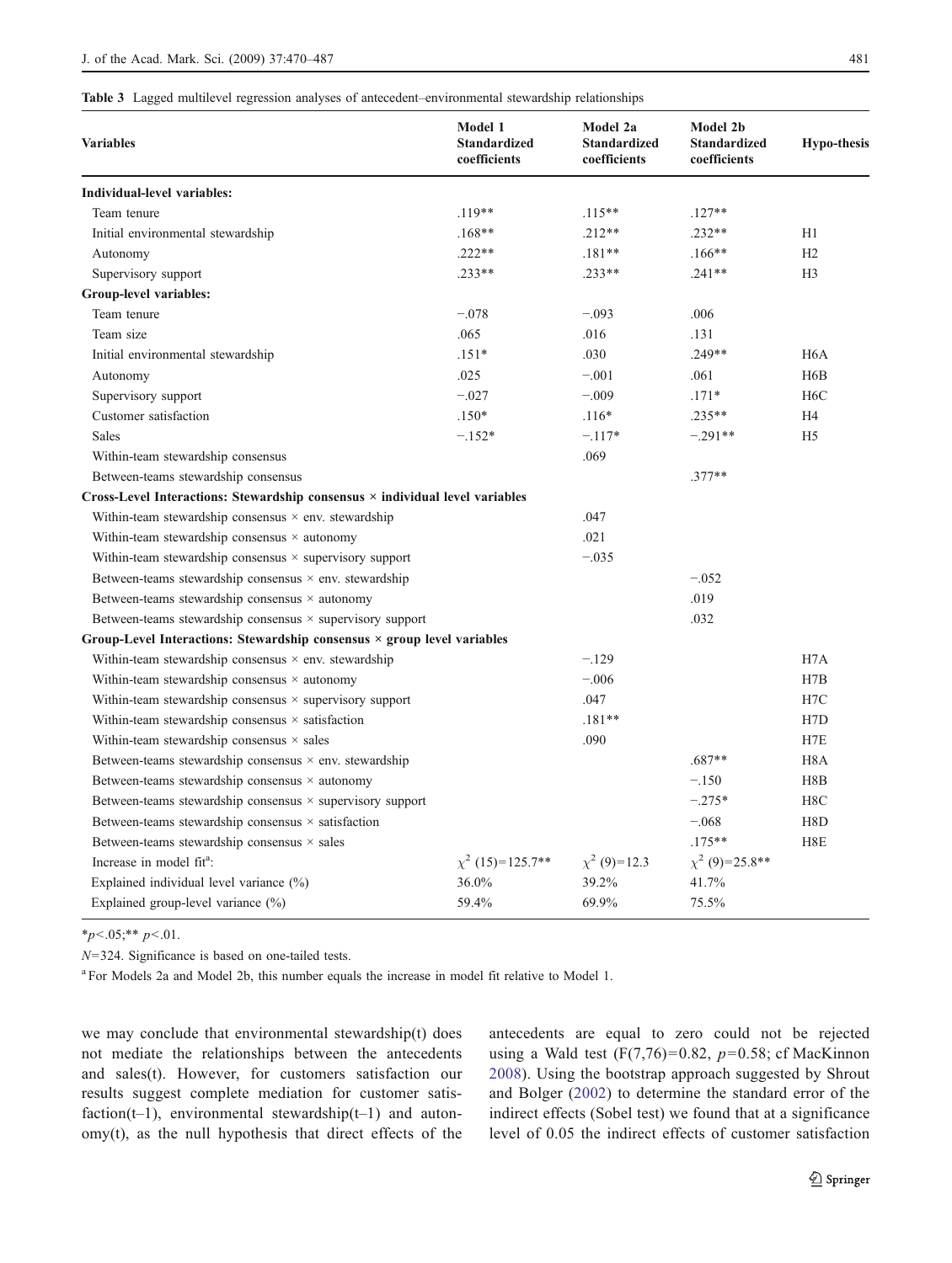**Table 3** Lagged multilevel regression analyses of antecedent–environmental stewardship relationships

| Variables | Model 1 Standardized coefficients | Model 2a Standardized coefficients | Model 2b Standardized coefficients | Hypo-thesis |
|---|---|---|---|---|
| **Individual-level variables:** | | | | |
| Team tenure | .119** | .115** | .127** | |
| Initial environmental stewardship | .168** | .212** | .232** | H1 |
| Autonomy | .222** | .181** | .166** | H2 |
| Supervisory support | .233** | .233** | .241** | H3 |
| **Group-level variables:** | | | | |
| Team tenure | −.078 | −.093 | .006 | |
| Team size | .065 | .016 | .131 | |
| Initial environmental stewardship | .151* | .030 | .249** | H6A |
| Autonomy | .025 | −.001 | .061 | H6B |
| Supervisory support | −.027 | −.009 | .171* | H6C |
| Customer satisfaction | .150* | .116* | .235** | H4 |
| Sales | −.152* | −.117* | −.291** | H5 |
| Within-team stewardship consensus | | .069 | | |
| Between-teams stewardship consensus | | | .377** | |
| **Cross-Level Interactions: Stewardship consensus × individual level variables** | | | | |
| Within-team stewardship consensus × env. stewardship | | .047 | | |
| Within-team stewardship consensus × autonomy | | .021 | | |
| Within-team stewardship consensus × supervisory support | | −.035 | | |
| Between-teams stewardship consensus × env. stewardship | | | −.052 | |
| Between-teams stewardship consensus × autonomy | | | .019 | |
| Between-teams stewardship consensus × supervisory support | | | .032 | |
| **Group-Level Interactions: Stewardship consensus × group level variables** | | | | |
| Within-team stewardship consensus × env. stewardship | | −.129 | | H7A |
| Within-team stewardship consensus × autonomy | | −.006 | | H7B |
| Within-team stewardship consensus × supervisory support | | .047 | | H7C |
| Within-team stewardship consensus × satisfaction | | .181** | | H7D |
| Within-team stewardship consensus × sales | | .090 | | H7E |
| Between-teams stewardship consensus × env. stewardship | | | .687** | H8A |
| Between-teams stewardship consensus × autonomy | | | −.150 | H8B |
| Between-teams stewardship consensus × supervisory support | | | −.275* | H8C |
| Between-teams stewardship consensus × satisfaction | | | −.068 | H8D |
| Between-teams stewardship consensus × sales | | | .175** | H8E |
| Increase in model fit[a]: | $\chi^2$ (15)=125.7** | $\chi^2$ (9)=12.3 | $\chi^2$ (9)=25.8** | |
| Explained individual level variance (%) | 36.0% | 39.2% | 41.7% | |
| Explained group-level variance (%) | 59.4% | 69.9% | 75.5% | |

*$p<.05$;** $p<.01$.

$N$=324. Significance is based on one-tailed tests.

[a] For Models 2a and Model 2b, this number equals the increase in model fit relative to Model 1.

we may conclude that environmental stewardship(t) does not mediate the relationships between the antecedents and sales(t). However, for customers satisfaction our results suggest complete mediation for customer satisfaction(t–1), environmental stewardship(t–1) and autonomy(t), as the null hypothesis that direct effects of the antecedents are equal to zero could not be rejected using a Wald test ($F(7,76)=0.82$, $p=0.58$; cf MacKinnon 2008). Using the bootstrap approach suggested by Shrout and Bolger (2002) to determine the standard error of the indirect effects (Sobel test) we found that at a significance level of 0.05 the indirect effects of customer satisfaction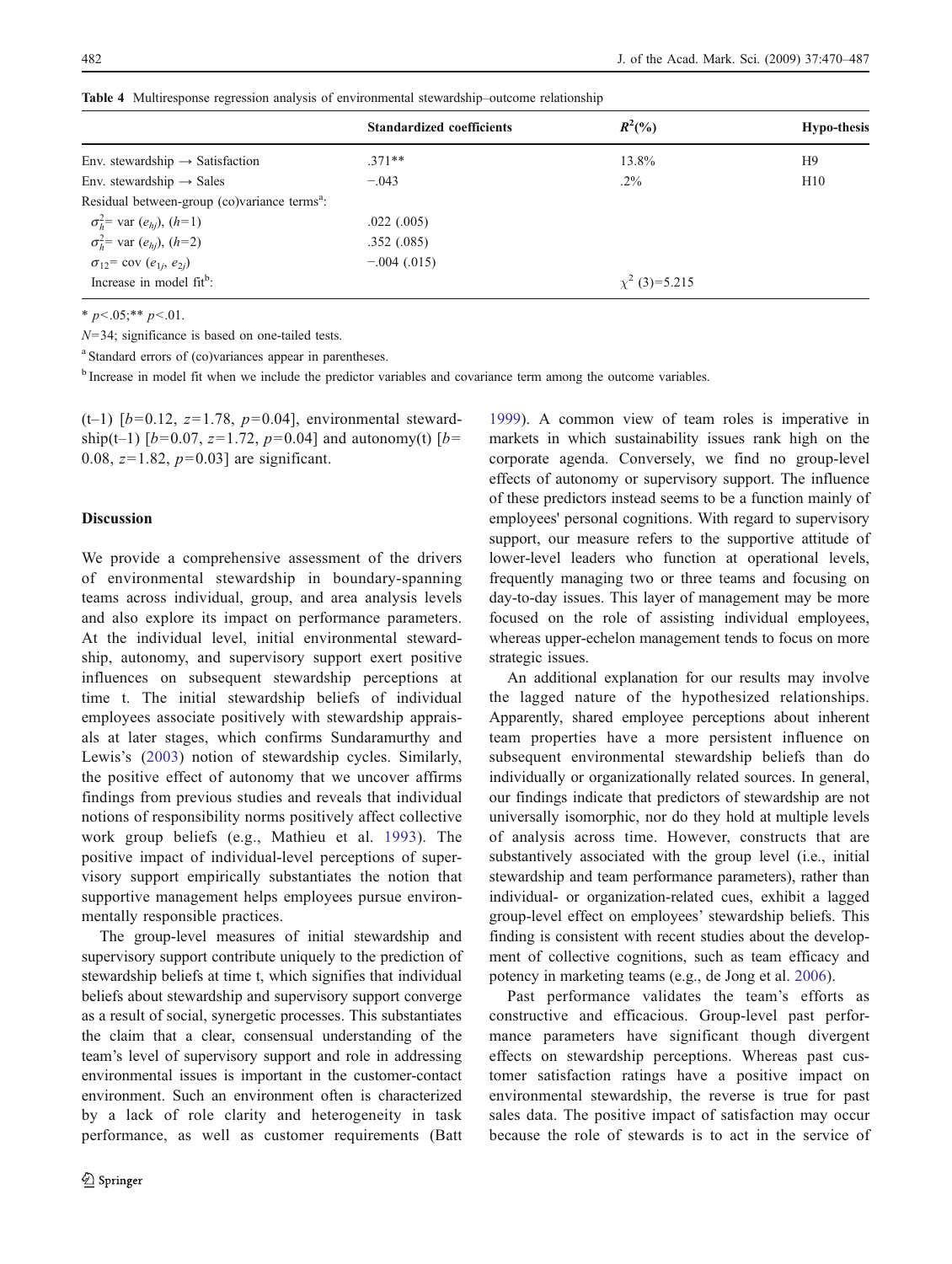**Table 4** Multiresponse regression analysis of environmental stewardship–outcome relationship

| | Standardized coefficients | $R^2$(%) | Hypo-thesis |
|---|---|---|---|
| Env. stewardship → Satisfaction | .371** | 13.8% | H9 |
| Env. stewardship → Sales | −.043 | .2% | H10 |
| Residual between-group (co)variance terms[a]: | | | |
| $\sigma_h^2$= var ($e_{hj}$), ($h$=1) | .022 (.005) | | |
| $\sigma_h^2$= var ($e_{hj}$), ($h$=2) | .352 (.085) | | |
| $\sigma_{12}$= cov ($e_{1j}$, $e_{2j}$) | −.004 (.015) | | |
| Increase in model fit[b]: | | $\chi^2$ (3)=5.215 | |

* $p<.05$;** $p<.01$.

$N$=34; significance is based on one-tailed tests.

[a] Standard errors of (co)variances appear in parentheses.

[b] Increase in model fit when we include the predictor variables and covariance term among the outcome variables.

(t–1) [$b$=0.12, $z$=1.78, $p$=0.04], environmental stewardship(t–1) [$b$=0.07, $z$=1.72, $p$=0.04] and autonomy(t) [$b$=0.08, $z$=1.82, $p$=0.03] are significant.

## Discussion

We provide a comprehensive assessment of the drivers of environmental stewardship in boundary-spanning teams across individual, group, and area analysis levels and also explore its impact on performance parameters. At the individual level, initial environmental stewardship, autonomy, and supervisory support exert positive influences on subsequent stewardship perceptions at time t. The initial stewardship beliefs of individual employees associate positively with stewardship appraisals at later stages, which confirms Sundaramurthy and Lewis's (2003) notion of stewardship cycles. Similarly, the positive effect of autonomy that we uncover affirms findings from previous studies and reveals that individual notions of responsibility norms positively affect collective work group beliefs (e.g., Mathieu et al. 1993). The positive impact of individual-level perceptions of supervisory support empirically substantiates the notion that supportive management helps employees pursue environmentally responsible practices.

The group-level measures of initial stewardship and supervisory support contribute uniquely to the prediction of stewardship beliefs at time t, which signifies that individual beliefs about stewardship and supervisory support converge as a result of social, synergetic processes. This substantiates the claim that a clear, consensual understanding of the team's level of supervisory support and role in addressing environmental issues is important in the customer-contact environment. Such an environment often is characterized by a lack of role clarity and heterogeneity in task performance, as well as customer requirements (Batt 1999). A common view of team roles is imperative in markets in which sustainability issues rank high on the corporate agenda. Conversely, we find no group-level effects of autonomy or supervisory support. The influence of these predictors instead seems to be a function mainly of employees' personal cognitions. With regard to supervisory support, our measure refers to the supportive attitude of lower-level leaders who function at operational levels, frequently managing two or three teams and focusing on day-to-day issues. This layer of management may be more focused on the role of assisting individual employees, whereas upper-echelon management tends to focus on more strategic issues.

An additional explanation for our results may involve the lagged nature of the hypothesized relationships. Apparently, shared employee perceptions about inherent team properties have a more persistent influence on subsequent environmental stewardship beliefs than do individually or organizationally related sources. In general, our findings indicate that predictors of stewardship are not universally isomorphic, nor do they hold at multiple levels of analysis across time. However, constructs that are substantively associated with the group level (i.e., initial stewardship and team performance parameters), rather than individual- or organization-related cues, exhibit a lagged group-level effect on employees' stewardship beliefs. This finding is consistent with recent studies about the development of collective cognitions, such as team efficacy and potency in marketing teams (e.g., de Jong et al. 2006).

Past performance validates the team's efforts as constructive and efficacious. Group-level past performance parameters have significant though divergent effects on stewardship perceptions. Whereas past customer satisfaction ratings have a positive impact on environmental stewardship, the reverse is true for past sales data. The positive impact of satisfaction may occur because the role of stewards is to act in the service of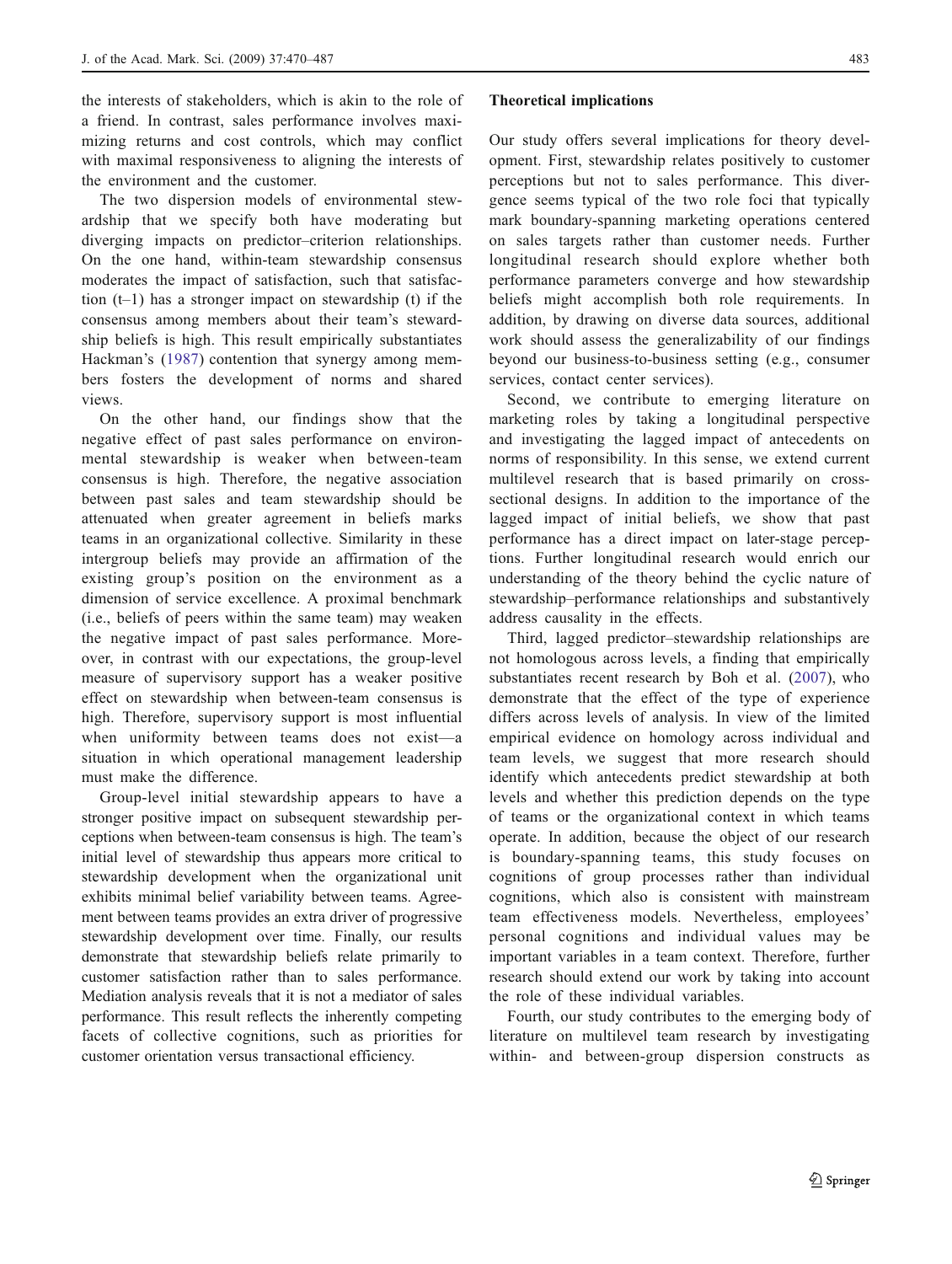the interests of stakeholders, which is akin to the role of a friend. In contrast, sales performance involves maximizing returns and cost controls, which may conflict with maximal responsiveness to aligning the interests of the environment and the customer.

The two dispersion models of environmental stewardship that we specify both have moderating but diverging impacts on predictor–criterion relationships. On the one hand, within-team stewardship consensus moderates the impact of satisfaction, such that satisfaction (t–1) has a stronger impact on stewardship (t) if the consensus among members about their team's stewardship beliefs is high. This result empirically substantiates Hackman's (1987) contention that synergy among members fosters the development of norms and shared views.

On the other hand, our findings show that the negative effect of past sales performance on environmental stewardship is weaker when between-team consensus is high. Therefore, the negative association between past sales and team stewardship should be attenuated when greater agreement in beliefs marks teams in an organizational collective. Similarity in these intergroup beliefs may provide an affirmation of the existing group's position on the environment as a dimension of service excellence. A proximal benchmark (i.e., beliefs of peers within the same team) may weaken the negative impact of past sales performance. Moreover, in contrast with our expectations, the group-level measure of supervisory support has a weaker positive effect on stewardship when between-team consensus is high. Therefore, supervisory support is most influential when uniformity between teams does not exist—a situation in which operational management leadership must make the difference.

Group-level initial stewardship appears to have a stronger positive impact on subsequent stewardship perceptions when between-team consensus is high. The team's initial level of stewardship thus appears more critical to stewardship development when the organizational unit exhibits minimal belief variability between teams. Agreement between teams provides an extra driver of progressive stewardship development over time. Finally, our results demonstrate that stewardship beliefs relate primarily to customer satisfaction rather than to sales performance. Mediation analysis reveals that it is not a mediator of sales performance. This result reflects the inherently competing facets of collective cognitions, such as priorities for customer orientation versus transactional efficiency.

### Theoretical implications

Our study offers several implications for theory development. First, stewardship relates positively to customer perceptions but not to sales performance. This divergence seems typical of the two role foci that typically mark boundary-spanning marketing operations centered on sales targets rather than customer needs. Further longitudinal research should explore whether both performance parameters converge and how stewardship beliefs might accomplish both role requirements. In addition, by drawing on diverse data sources, additional work should assess the generalizability of our findings beyond our business-to-business setting (e.g., consumer services, contact center services).

Second, we contribute to emerging literature on marketing roles by taking a longitudinal perspective and investigating the lagged impact of antecedents on norms of responsibility. In this sense, we extend current multilevel research that is based primarily on cross-sectional designs. In addition to the importance of the lagged impact of initial beliefs, we show that past performance has a direct impact on later-stage perceptions. Further longitudinal research would enrich our understanding of the theory behind the cyclic nature of stewardship–performance relationships and substantively address causality in the effects.

Third, lagged predictor–stewardship relationships are not homologous across levels, a finding that empirically substantiates recent research by Boh et al. (2007), who demonstrate that the effect of the type of experience differs across levels of analysis. In view of the limited empirical evidence on homology across individual and team levels, we suggest that more research should identify which antecedents predict stewardship at both levels and whether this prediction depends on the type of teams or the organizational context in which teams operate. In addition, because the object of our research is boundary-spanning teams, this study focuses on cognitions of group processes rather than individual cognitions, which also is consistent with mainstream team effectiveness models. Nevertheless, employees' personal cognitions and individual values may be important variables in a team context. Therefore, further research should extend our work by taking into account the role of these individual variables.

Fourth, our study contributes to the emerging body of literature on multilevel team research by investigating within- and between-group dispersion constructs as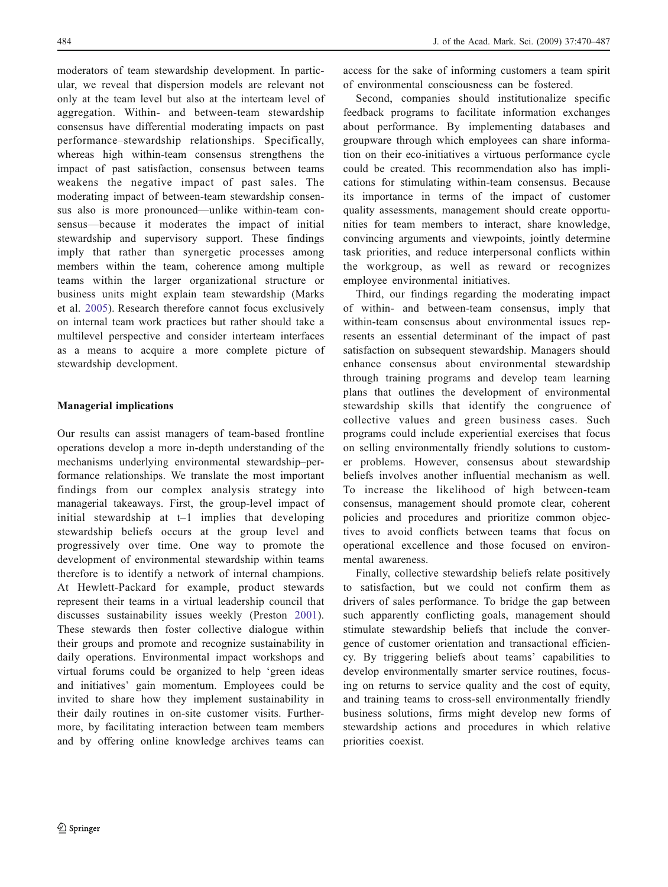moderators of team stewardship development. In particular, we reveal that dispersion models are relevant not only at the team level but also at the interteam level of aggregation. Within- and between-team stewardship consensus have differential moderating impacts on past performance–stewardship relationships. Specifically, whereas high within-team consensus strengthens the impact of past satisfaction, consensus between teams weakens the negative impact of past sales. The moderating impact of between-team stewardship consensus also is more pronounced—unlike within-team consensus—because it moderates the impact of initial stewardship and supervisory support. These findings imply that rather than synergetic processes among members within the team, coherence among multiple teams within the larger organizational structure or business units might explain team stewardship (Marks et al. 2005). Research therefore cannot focus exclusively on internal team work practices but rather should take a multilevel perspective and consider interteam interfaces as a means to acquire a more complete picture of stewardship development.

### Managerial implications

Our results can assist managers of team-based frontline operations develop a more in-depth understanding of the mechanisms underlying environmental stewardship–performance relationships. We translate the most important findings from our complex analysis strategy into managerial takeaways. First, the group-level impact of initial stewardship at t–1 implies that developing stewardship beliefs occurs at the group level and progressively over time. One way to promote the development of environmental stewardship within teams therefore is to identify a network of internal champions. At Hewlett-Packard for example, product stewards represent their teams in a virtual leadership council that discusses sustainability issues weekly (Preston 2001). These stewards then foster collective dialogue within their groups and promote and recognize sustainability in daily operations. Environmental impact workshops and virtual forums could be organized to help 'green ideas and initiatives' gain momentum. Employees could be invited to share how they implement sustainability in their daily routines in on-site customer visits. Furthermore, by facilitating interaction between team members and by offering online knowledge archives teams can access for the sake of informing customers a team spirit of environmental consciousness can be fostered.

Second, companies should institutionalize specific feedback programs to facilitate information exchanges about performance. By implementing databases and groupware through which employees can share information on their eco-initiatives a virtuous performance cycle could be created. This recommendation also has implications for stimulating within-team consensus. Because its importance in terms of the impact of customer quality assessments, management should create opportunities for team members to interact, share knowledge, convincing arguments and viewpoints, jointly determine task priorities, and reduce interpersonal conflicts within the workgroup, as well as reward or recognizes employee environmental initiatives.

Third, our findings regarding the moderating impact of within- and between-team consensus, imply that within-team consensus about environmental issues represents an essential determinant of the impact of past satisfaction on subsequent stewardship. Managers should enhance consensus about environmental stewardship through training programs and develop team learning plans that outlines the development of environmental stewardship skills that identify the congruence of collective values and green business cases. Such programs could include experiential exercises that focus on selling environmentally friendly solutions to customer problems. However, consensus about stewardship beliefs involves another influential mechanism as well. To increase the likelihood of high between-team consensus, management should promote clear, coherent policies and procedures and prioritize common objectives to avoid conflicts between teams that focus on operational excellence and those focused on environmental awareness.

Finally, collective stewardship beliefs relate positively to satisfaction, but we could not confirm them as drivers of sales performance. To bridge the gap between such apparently conflicting goals, management should stimulate stewardship beliefs that include the convergence of customer orientation and transactional efficiency. By triggering beliefs about teams' capabilities to develop environmentally smarter service routines, focusing on returns to service quality and the cost of equity, and training teams to cross-sell environmentally friendly business solutions, firms might develop new forms of stewardship actions and procedures in which relative priorities coexist.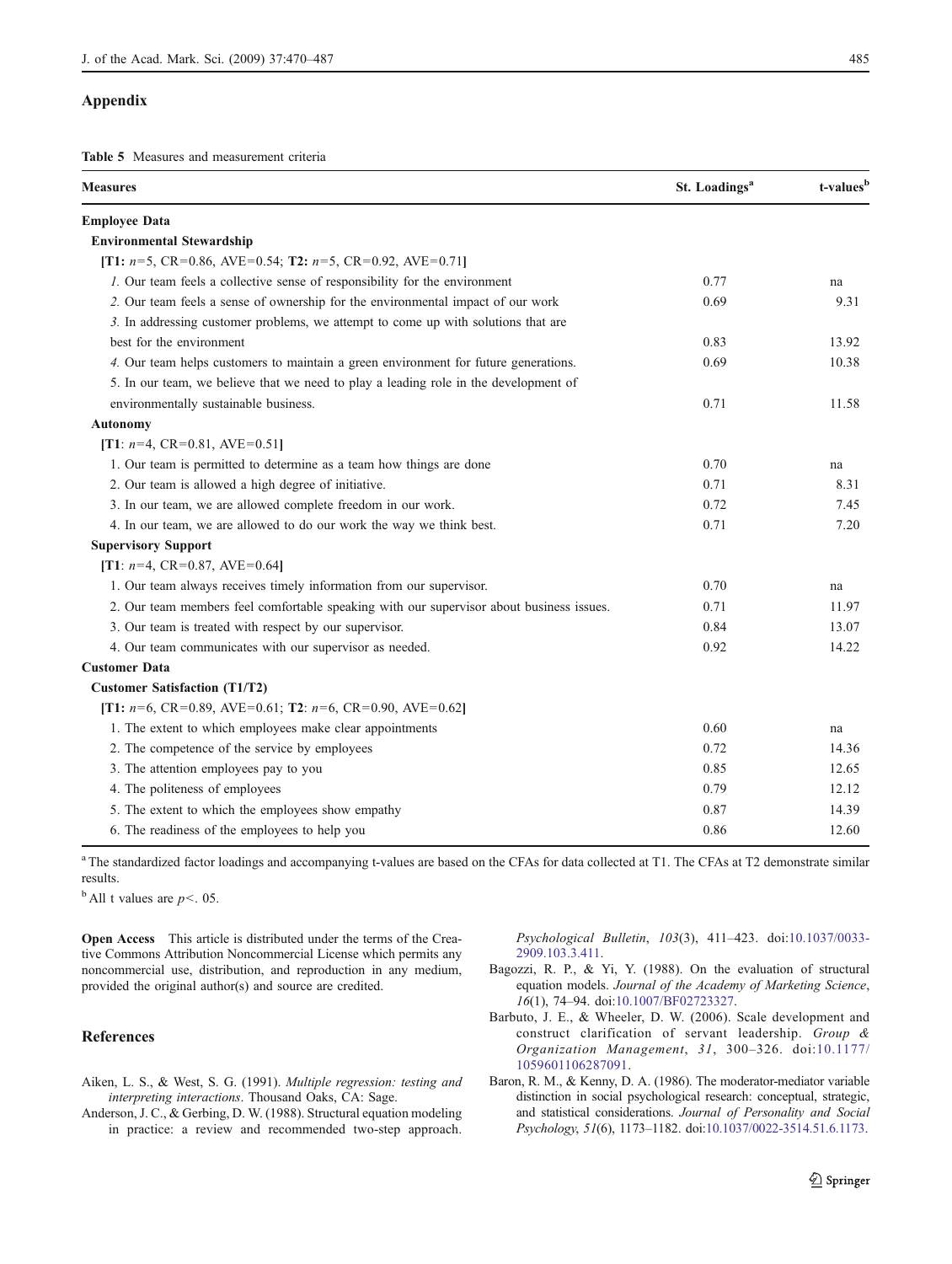## Appendix

**Table 5** Measures and measurement criteria

| Measures | St. Loadings[a] | t-values[b] |
|---|---|---|
| **Employee Data** | | |
| **Environmental Stewardship** | | |
| **[T1:** $n$=5, CR=0.86, AVE=0.54; **T2:** $n$=5, CR=0.92, AVE=0.71**]** | | |
| *1.* Our team feels a collective sense of responsibility for the environment | 0.77 | na |
| *2.* Our team feels a sense of ownership for the environmental impact of our work | 0.69 | 9.31 |
| *3.* In addressing customer problems, we attempt to come up with solutions that are best for the environment | 0.83 | 13.92 |
| *4.* Our team helps customers to maintain a green environment for future generations. | 0.69 | 10.38 |
| 5. In our team, we believe that we need to play a leading role in the development of environmentally sustainable business. | 0.71 | 11.58 |
| **Autonomy** | | |
| **[T1**: $n$=4, CR=0.81, AVE=0.51**]** | | |
| 1. Our team is permitted to determine as a team how things are done | 0.70 | na |
| 2. Our team is allowed a high degree of initiative. | 0.71 | 8.31 |
| 3. In our team, we are allowed complete freedom in our work. | 0.72 | 7.45 |
| 4. In our team, we are allowed to do our work the way we think best. | 0.71 | 7.20 |
| **Supervisory Support** | | |
| **[T1**: $n$=4, CR=0.87, AVE=0.64**]** | | |
| 1. Our team always receives timely information from our supervisor. | 0.70 | na |
| 2. Our team members feel comfortable speaking with our supervisor about business issues. | 0.71 | 11.97 |
| 3. Our team is treated with respect by our supervisor. | 0.84 | 13.07 |
| 4. Our team communicates with our supervisor as needed. | 0.92 | 14.22 |
| **Customer Data** | | |
| **Customer Satisfaction (T1/T2)** | | |
| **[T1:** $n$=6, CR=0.89, AVE=0.61; **T2**: $n$=6, CR=0.90, AVE=0.62**]** | | |
| 1. The extent to which employees make clear appointments | 0.60 | na |
| 2. The competence of the service by employees | 0.72 | 14.36 |
| 3. The attention employees pay to you | 0.85 | 12.65 |
| 4. The politeness of employees | 0.79 | 12.12 |
| 5. The extent to which the employees show empathy | 0.87 | 14.39 |
| 6. The readiness of the employees to help you | 0.86 | 12.60 |

[a] The standardized factor loadings and accompanying t-values are based on the CFAs for data collected at T1. The CFAs at T2 demonstrate similar results.

[b] All t values are $p<.05$.

**Open Access** This article is distributed under the terms of the Creative Commons Attribution Noncommercial License which permits any noncommercial use, distribution, and reproduction in any medium, provided the original author(s) and source are credited.

## References

Aiken, L. S., & West, S. G. (1991). *Multiple regression: testing and interpreting interactions*. Thousand Oaks, CA: Sage.

Anderson, J. C., & Gerbing, D. W. (1988). Structural equation modeling in practice: a review and recommended two-step approach. *Psychological Bulletin*, *103*(3), 411–423. doi:10.1037/0033-2909.103.3.411.

Bagozzi, R. P., & Yi, Y. (1988). On the evaluation of structural equation models. *Journal of the Academy of Marketing Science*, *16*(1), 74–94. doi:10.1007/BF02723327.

Barbuto, J. E., & Wheeler, D. W. (2006). Scale development and construct clarification of servant leadership. *Group & Organization Management*, *31*, 300–326. doi:10.1177/1059601106287091.

Baron, R. M., & Kenny, D. A. (1986). The moderator-mediator variable distinction in social psychological research: conceptual, strategic, and statistical considerations. *Journal of Personality and Social Psychology, 51*(6), 1173–1182. doi:10.1037/0022-3514.51.6.1173.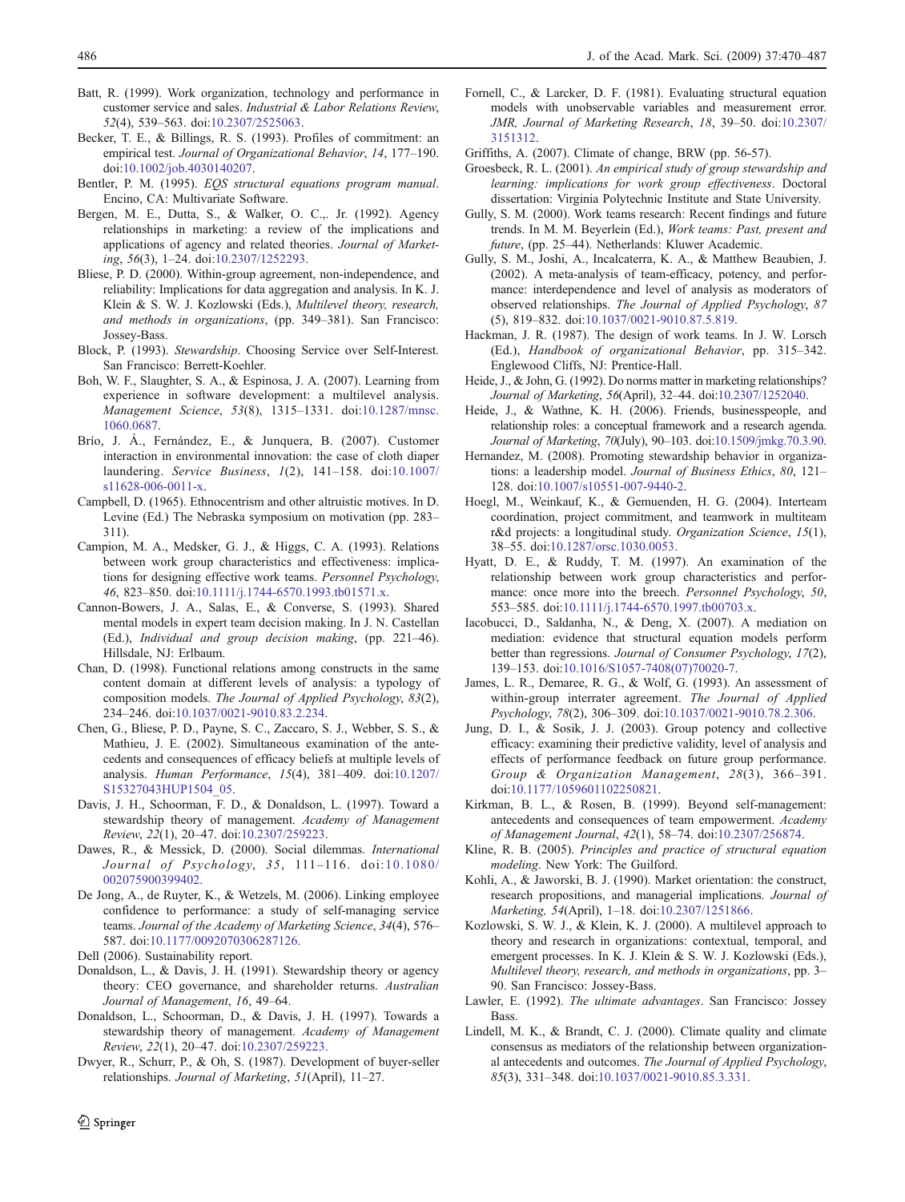Batt, R. (1999). Work organization, technology and performance in customer service and sales. *Industrial & Labor Relations Review*, *52*(4), 539–563. doi:10.2307/2525063.

Becker, T. E., & Billings, R. S. (1993). Profiles of commitment: an empirical test. *Journal of Organizational Behavior*, *14*, 177–190. doi:10.1002/job.4030140207.

Bentler, P. M. (1995). *EQS structural equations program manual*. Encino, CA: Multivariate Software.

Bergen, M. E., Dutta, S., & Walker, O. C.,. Jr. (1992). Agency relationships in marketing: a review of the implications and applications of agency and related theories. *Journal of Marketing*, *56*(3), 1–24. doi:10.2307/1252293.

Bliese, P. D. (2000). Within-group agreement, non-independence, and reliability: Implications for data aggregation and analysis. In K. J. Klein & S. W. J. Kozlowski (Eds.), *Multilevel theory, research, and methods in organizations*, (pp. 349–381). San Francisco: Jossey-Bass.

Block, P. (1993). *Stewardship*. Choosing Service over Self-Interest. San Francisco: Berrett-Koehler.

Boh, W. F., Slaughter, S. A., & Espinosa, J. A. (2007). Learning from experience in software development: a multilevel analysis. *Management Science*, *53*(8), 1315–1331. doi:10.1287/mnsc.1060.0687.

Brío, J. Á., Fernández, E., & Junquera, B. (2007). Customer interaction in environmental innovation: the case of cloth diaper laundering. *Service Business*, *1*(2), 141–158. doi:10.1007/s11628-006-0011-x.

Campbell, D. (1965). Ethnocentrism and other altruistic motives. In D. Levine (Ed.) The Nebraska symposium on motivation (pp. 283–311).

Campion, M. A., Medsker, G. J., & Higgs, C. A. (1993). Relations between work group characteristics and effectiveness: implications for designing effective work teams. *Personnel Psychology*, *46*, 823–850. doi:10.1111/j.1744-6570.1993.tb01571.x.

Cannon-Bowers, J. A., Salas, E., & Converse, S. (1993). Shared mental models in expert team decision making. In J. N. Castellan (Ed.), *Individual and group decision making*, (pp. 221–46). Hillsdale, NJ: Erlbaum.

Chan, D. (1998). Functional relations among constructs in the same content domain at different levels of analysis: a typology of composition models. *The Journal of Applied Psychology*, *83*(2), 234–246. doi:10.1037/0021-9010.83.2.234.

Chen, G., Bliese, P. D., Payne, S. C., Zaccaro, S. J., Webber, S. S., & Mathieu, J. E. (2002). Simultaneous examination of the antecedents and consequences of efficacy beliefs at multiple levels of analysis. *Human Performance*, *15*(4), 381–409. doi:10.1207/S15327043HUP1504_05.

Davis, J. H., Schoorman, F. D., & Donaldson, L. (1997). Toward a stewardship theory of management. *Academy of Management Review*, *22*(1), 20–47. doi:10.2307/259223.

Dawes, R., & Messick, D. (2000). Social dilemmas. *International Journal of Psychology*, *35*, 111–116. doi:10.1080/002075900399402.

De Jong, A., de Ruyter, K., & Wetzels, M. (2006). Linking employee confidence to performance: a study of self-managing service teams. *Journal of the Academy of Marketing Science*, *34*(4), 576–587. doi:10.1177/0092070306287126.

Dell (2006). Sustainability report.

Donaldson, L., & Davis, J. H. (1991). Stewardship theory or agency theory: CEO governance, and shareholder returns. *Australian Journal of Management*, *16*, 49–64.

Donaldson, L., Schoorman, D., & Davis, J. H. (1997). Towards a stewardship theory of management. *Academy of Management Review*, *22*(1), 20–47. doi:10.2307/259223.

Dwyer, R., Schurr, P., & Oh, S. (1987). Development of buyer-seller relationships. *Journal of Marketing*, *51*(April), 11–27.

Fornell, C., & Larcker, D. F. (1981). Evaluating structural equation models with unobservable variables and measurement error. *JMR, Journal of Marketing Research*, *18*, 39–50. doi:10.2307/3151312.

Griffiths, A. (2007). Climate of change, BRW (pp. 56-57).

Groesbeck, R. L. (2001). *An empirical study of group stewardship and learning: implications for work group effectiveness*. Doctoral dissertation: Virginia Polytechnic Institute and State University.

Gully, S. M. (2000). Work teams research: Recent findings and future trends. In M. M. Beyerlein (Ed.), *Work teams: Past, present and future*, (pp. 25–44). Netherlands: Kluwer Academic.

Gully, S. M., Joshi, A., Incalcaterra, K. A., & Matthew Beaubien, J. (2002). A meta-analysis of team-efficacy, potency, and performance: interdependence and level of analysis as moderators of observed relationships. *The Journal of Applied Psychology*, *87*(5), 819–832. doi:10.1037/0021-9010.87.5.819.

Hackman, J. R. (1987). The design of work teams. In J. W. Lorsch (Ed.), *Handbook of organizational Behavior*, pp. 315–342. Englewood Cliffs, NJ: Prentice-Hall.

Heide, J., & John, G. (1992). Do norms matter in marketing relationships? *Journal of Marketing*, *56*(April), 32–44. doi:10.2307/1252040.

Heide, J., & Wathne, K. H. (2006). Friends, businesspeople, and relationship roles: a conceptual framework and a research agenda. *Journal of Marketing*, *70*(July), 90–103. doi:10.1509/jmkg.70.3.90.

Hernandez, M. (2008). Promoting stewardship behavior in organizations: a leadership model. *Journal of Business Ethics*, *80*, 121–128. doi:10.1007/s10551-007-9440-2.

Hoegl, M., Weinkauf, K., & Gemuenden, H. G. (2004). Interteam coordination, project commitment, and teamwork in multiteam r&d projects: a longitudinal study. *Organization Science*, *15*(1), 38–55. doi:10.1287/orsc.1030.0053.

Hyatt, D. E., & Ruddy, T. M. (1997). An examination of the relationship between work group characteristics and performance: once more into the breech. *Personnel Psychology*, *50*, 553–585. doi:10.1111/j.1744-6570.1997.tb00703.x.

Iacobucci, D., Saldanha, N., & Deng, X. (2007). A mediation on mediation: evidence that structural equation models perform better than regressions. *Journal of Consumer Psychology*, *17*(2), 139–153. doi:10.1016/S1057-7408(07)70020-7.

James, L. R., Demaree, R. G., & Wolf, G. (1993). An assessment of within-group interrater agreement. *The Journal of Applied Psychology*, *78*(2), 306–309. doi:10.1037/0021-9010.78.2.306.

Jung, D. I., & Sosik, J. J. (2003). Group potency and collective efficacy: examining their predictive validity, level of analysis and effects of performance feedback on future group performance. *Group & Organization Management*, *28*(3), 366–391. doi:10.1177/1059601102250821.

Kirkman, B. L., & Rosen, B. (1999). Beyond self-management: antecedents and consequences of team empowerment. *Academy of Management Journal*, *42*(1), 58–74. doi:10.2307/256874.

Kline, R. B. (2005). *Principles and practice of structural equation modeling*. New York: The Guilford.

Kohli, A., & Jaworski, B. J. (1990). Market orientation: the construct, research propositions, and managerial implications. *Journal of Marketing, 54*(April), 1–18. doi:10.2307/1251866.

Kozlowski, S. W. J., & Klein, K. J. (2000). A multilevel approach to theory and research in organizations: contextual, temporal, and emergent processes. In K. J. Klein & S. W. J. Kozlowski (Eds.), *Multilevel theory, research, and methods in organizations*, pp. 3–90. San Francisco: Jossey-Bass.

Lawler, E. (1992). *The ultimate advantages*. San Francisco: Jossey Bass.

Lindell, M. K., & Brandt, C. J. (2000). Climate quality and climate consensus as mediators of the relationship between organizational antecedents and outcomes. *The Journal of Applied Psychology*, *85*(3), 331–348. doi:10.1037/0021-9010.85.3.331.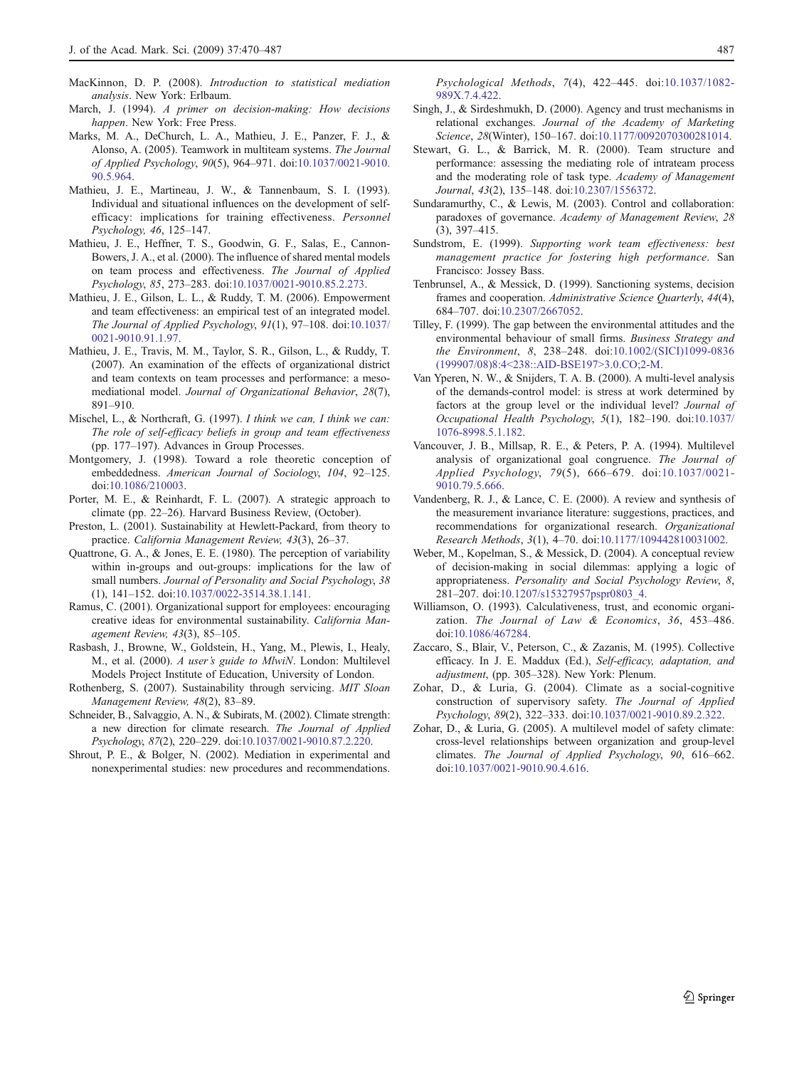MacKinnon, D. P. (2008). *Introduction to statistical mediation analysis*. New York: Erlbaum.

March, J. (1994). *A primer on decision-making: How decisions happen*. New York: Free Press.

Marks, M. A., DeChurch, L. A., Mathieu, J. E., Panzer, F. J., & Alonso, A. (2005). Teamwork in multiteam systems. *The Journal of Applied Psychology*, *90*(5), 964–971. doi:10.1037/0021-9010.90.5.964.

Mathieu, J. E., Martineau, J. W., & Tannenbaum, S. I. (1993). Individual and situational influences on the development of self-efficacy: implications for training effectiveness. *Personnel Psychology, 46*, 125–147.

Mathieu, J. E., Heffner, T. S., Goodwin, G. F., Salas, E., Cannon-Bowers, J. A., et al. (2000). The influence of shared mental models on team process and effectiveness. *The Journal of Applied Psychology*, *85*, 273–283. doi:10.1037/0021-9010.85.2.273.

Mathieu, J. E., Gilson, L. L., & Ruddy, T. M. (2006). Empowerment and team effectiveness: an empirical test of an integrated model. *The Journal of Applied Psychology*, *91*(1), 97–108. doi:10.1037/0021-9010.91.1.97.

Mathieu, J. E., Travis, M. M., Taylor, S. R., Gilson, L., & Ruddy, T. (2007). An examination of the effects of organizational district and team contexts on team processes and performance: a meso-mediational model. *Journal of Organizational Behavior*, *28*(7), 891–910.

Mischel, L., & Northcraft, G. (1997). *I think we can, I think we can: The role of self-efficacy beliefs in group and team effectiveness* (pp. 177–197). Advances in Group Processes.

Montgomery, J. (1998). Toward a role theoretic conception of embeddedness. *American Journal of Sociology*, *104*, 92–125. doi:10.1086/210003.

Porter, M. E., & Reinhardt, F. L. (2007). A strategic approach to climate (pp. 22–26). Harvard Business Review, (October).

Preston, L. (2001). Sustainability at Hewlett-Packard, from theory to practice. *California Management Review, 43*(3), 26–37.

Quattrone, G. A., & Jones, E. E. (1980). The perception of variability within in-groups and out-groups: implications for the law of small numbers. *Journal of Personality and Social Psychology*, *38* (1), 141–152. doi:10.1037/0022-3514.38.1.141.

Ramus, C. (2001). Organizational support for employees: encouraging creative ideas for environmental sustainability. *California Management Review, 43*(3), 85–105.

Rasbash, J., Browne, W., Goldstein, H., Yang, M., Plewis, I., Healy, M., et al. (2000). *A user's guide to MlwiN*. London: Multilevel Models Project Institute of Education, University of London.

Rothenberg, S. (2007). Sustainability through servicing. *MIT Sloan Management Review, 48*(2), 83–89.

Schneider, B., Salvaggio, A. N., & Subirats, M. (2002). Climate strength: a new direction for climate research. *The Journal of Applied Psychology*, *87*(2), 220–229. doi:10.1037/0021-9010.87.2.220.

Shrout, P. E., & Bolger, N. (2002). Mediation in experimental and nonexperimental studies: new procedures and recommendations. *Psychological Methods*, *7*(4), 422–445. doi:10.1037/1082-989X.7.4.422.

Singh, J., & Sirdeshmukh, D. (2000). Agency and trust mechanisms in relational exchanges. *Journal of the Academy of Marketing Science*, *28*(Winter), 150–167. doi:10.1177/0092070300281014.

Stewart, G. L., & Barrick, M. R. (2000). Team structure and performance: assessing the mediating role of intrateam process and the moderating role of task type. *Academy of Management Journal*, *43*(2), 135–148. doi:10.2307/1556372.

Sundaramurthy, C., & Lewis, M. (2003). Control and collaboration: paradoxes of governance. *Academy of Management Review*, *28* (3), 397–415.

Sundstrom, E. (1999). *Supporting work team effectiveness: best management practice for fostering high performance*. San Francisco: Jossey Bass.

Tenbrunsel, A., & Messick, D. (1999). Sanctioning systems, decision frames and cooperation. *Administrative Science Quarterly*, *44*(4), 684–707. doi:10.2307/2667052.

Tilley, F. (1999). The gap between the environmental attitudes and the environmental behaviour of small firms. *Business Strategy and the Environment*, *8*, 238–248. doi:10.1002/(SICI)1099-0836(199907/08)8:4<238::AID-BSE197>3.0.CO;2-M.

Van Yperen, N. W., & Snijders, T. A. B. (2000). A multi-level analysis of the demands-control model: is stress at work determined by factors at the group level or the individual level? *Journal of Occupational Health Psychology*, *5*(1), 182–190. doi:10.1037/1076-8998.5.1.182.

Vancouver, J. B., Millsap, R. E., & Peters, P. A. (1994). Multilevel analysis of organizational goal congruence. *The Journal of Applied Psychology*, *79*(5), 666–679. doi:10.1037/0021-9010.79.5.666.

Vandenberg, R. J., & Lance, C. E. (2000). A review and synthesis of the measurement invariance literature: suggestions, practices, and recommendations for organizational research. *Organizational Research Methods*, *3*(1), 4–70. doi:10.1177/109442810031002.

Weber, M., Kopelman, S., & Messick, D. (2004). A conceptual review of decision-making in social dilemmas: applying a logic of appropriateness. *Personality and Social Psychology Review*, *8*, 281–207. doi:10.1207/s15327957pspr0803_4.

Williamson, O. (1993). Calculativeness, trust, and economic organization. *The Journal of Law & Economics*, *36*, 453–486. doi:10.1086/467284.

Zaccaro, S., Blair, V., Peterson, C., & Zazanis, M. (1995). Collective efficacy. In J. E. Maddux (Ed.), *Self-efficacy, adaptation, and adjustment*, (pp. 305–328). New York: Plenum.

Zohar, D., & Luria, G. (2004). Climate as a social-cognitive construction of supervisory safety. *The Journal of Applied Psychology*, *89*(2), 322–333. doi:10.1037/0021-9010.89.2.322.

Zohar, D., & Luria, G. (2005). A multilevel model of safety climate: cross-level relationships between organization and group-level climates. *The Journal of Applied Psychology*, *90*, 616–662. doi:10.1037/0021-9010.90.4.616.